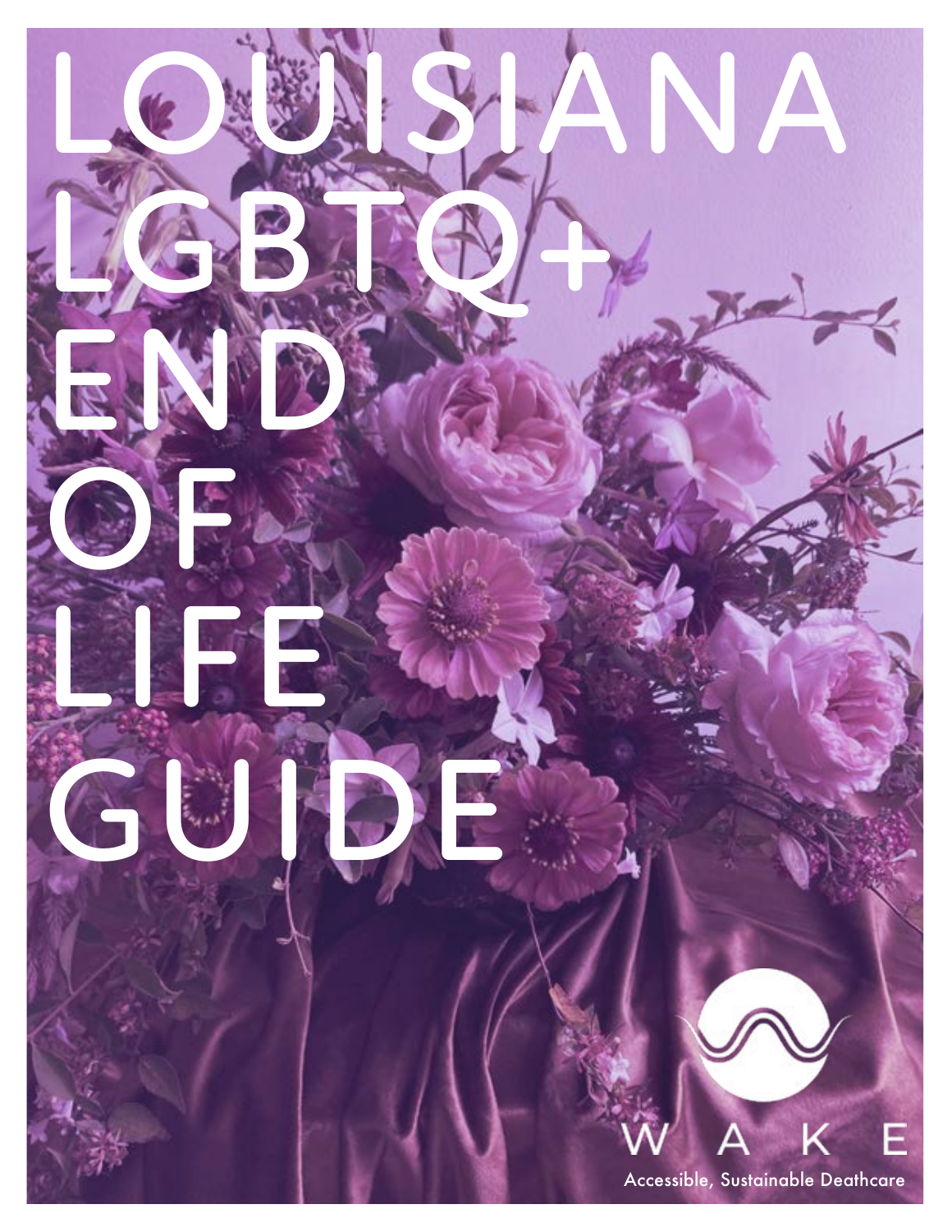# LOUISIANA LGBTQ+ END OF LIFE GUIDE

WAKE

Accessible, Sustainable Deathcare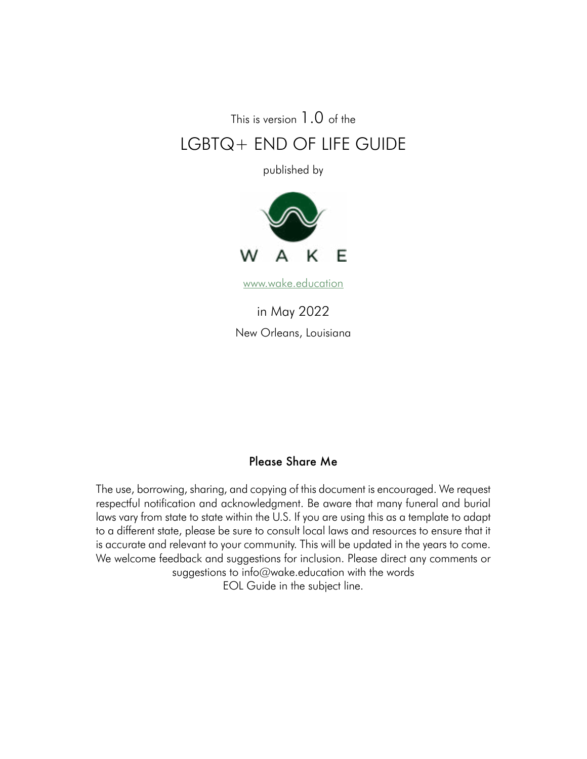This is version 1.0 of the

# LGBTQ+ END OF LIFE GUIDE

published by

WAKE

www.wake.education

in May 2022

New Orleans, Louisiana

## Please Share Me

The use, borrowing, sharing, and copying of this document is encouraged. We request respectful notification and acknowledgment. Be aware that many funeral and burial laws vary from state to state within the U.S. If you are using this as a template to adapt to a different state, please be sure to consult local laws and resources to ensure that it is accurate and relevant to your community. This will be updated in the years to come. We welcome feedback and suggestions for inclusion. Please direct any comments or suggestions to info@wake.education with the words EOL Guide in the subject line.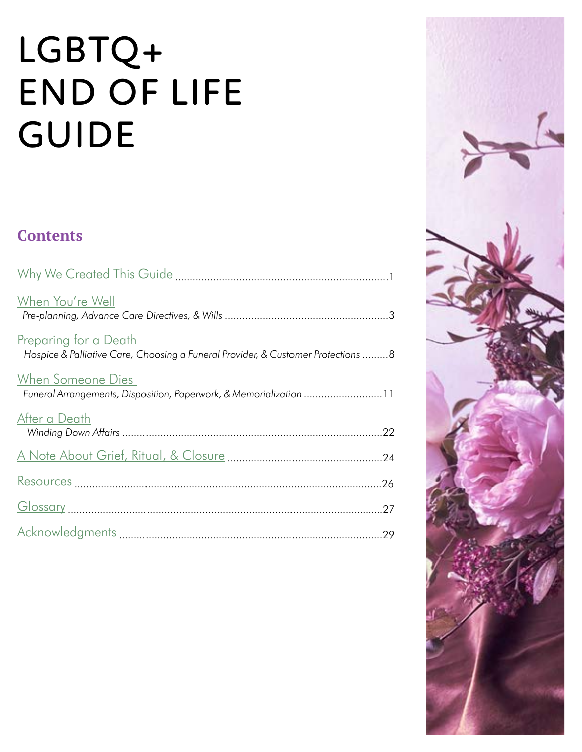# LGBTQ+ END OF LIFE GUIDE

## Contents

Why We Created This Guide ........ 1

When You're Well
*Pre-planning, Advance Care Directives, & Wills* ........ 3

Preparing for a Death
*Hospice & Palliative Care, Choosing a Funeral Provider, & Customer Protections* ........ 8

When Someone Dies
*Funeral Arrangements, Disposition, Paperwork, & Memorialization* ........ 11

After a Death
*Winding Down Affairs* ........ 22

A Note About Grief, Ritual, & Closure ........ 24

Resources ........ 26

Glossary ........ 27

Acknowledgments ........ 29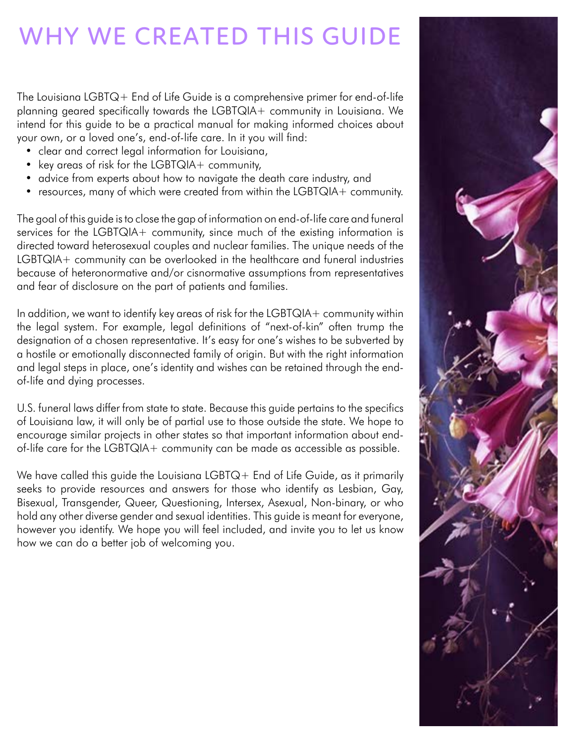# WHY WE CREATED THIS GUIDE

The Louisiana LGBTQ+ End of Life Guide is a comprehensive primer for end-of-life planning geared specifically towards the LGBTQIA+ community in Louisiana. We intend for this guide to be a practical manual for making informed choices about your own, or a loved one's, end-of-life care. In it you will find:

- clear and correct legal information for Louisiana,
- key areas of risk for the LGBTQIA+ community,
- advice from experts about how to navigate the death care industry, and
- resources, many of which were created from within the LGBTQIA+ community.

The goal of this guide is to close the gap of information on end-of-life care and funeral services for the LGBTQIA+ community, since much of the existing information is directed toward heterosexual couples and nuclear families. The unique needs of the LGBTQIA+ community can be overlooked in the healthcare and funeral industries because of heteronormative and/or cisnormative assumptions from representatives and fear of disclosure on the part of patients and families.

In addition, we want to identify key areas of risk for the LGBTQIA+ community within the legal system. For example, legal definitions of "next-of-kin" often trump the designation of a chosen representative. It's easy for one's wishes to be subverted by a hostile or emotionally disconnected family of origin. But with the right information and legal steps in place, one's identity and wishes can be retained through the end-of-life and dying processes.

U.S. funeral laws differ from state to state. Because this guide pertains to the specifics of Louisiana law, it will only be of partial use to those outside the state. We hope to encourage similar projects in other states so that important information about end-of-life care for the LGBTQIA+ community can be made as accessible as possible.

We have called this guide the Louisiana LGBTQ+ End of Life Guide, as it primarily seeks to provide resources and answers for those who identify as Lesbian, Gay, Bisexual, Transgender, Queer, Questioning, Intersex, Asexual, Non-binary, or who hold any other diverse gender and sexual identities. This guide is meant for everyone, however you identify. We hope you will feel included, and invite you to let us know how we can do a better job of welcoming you.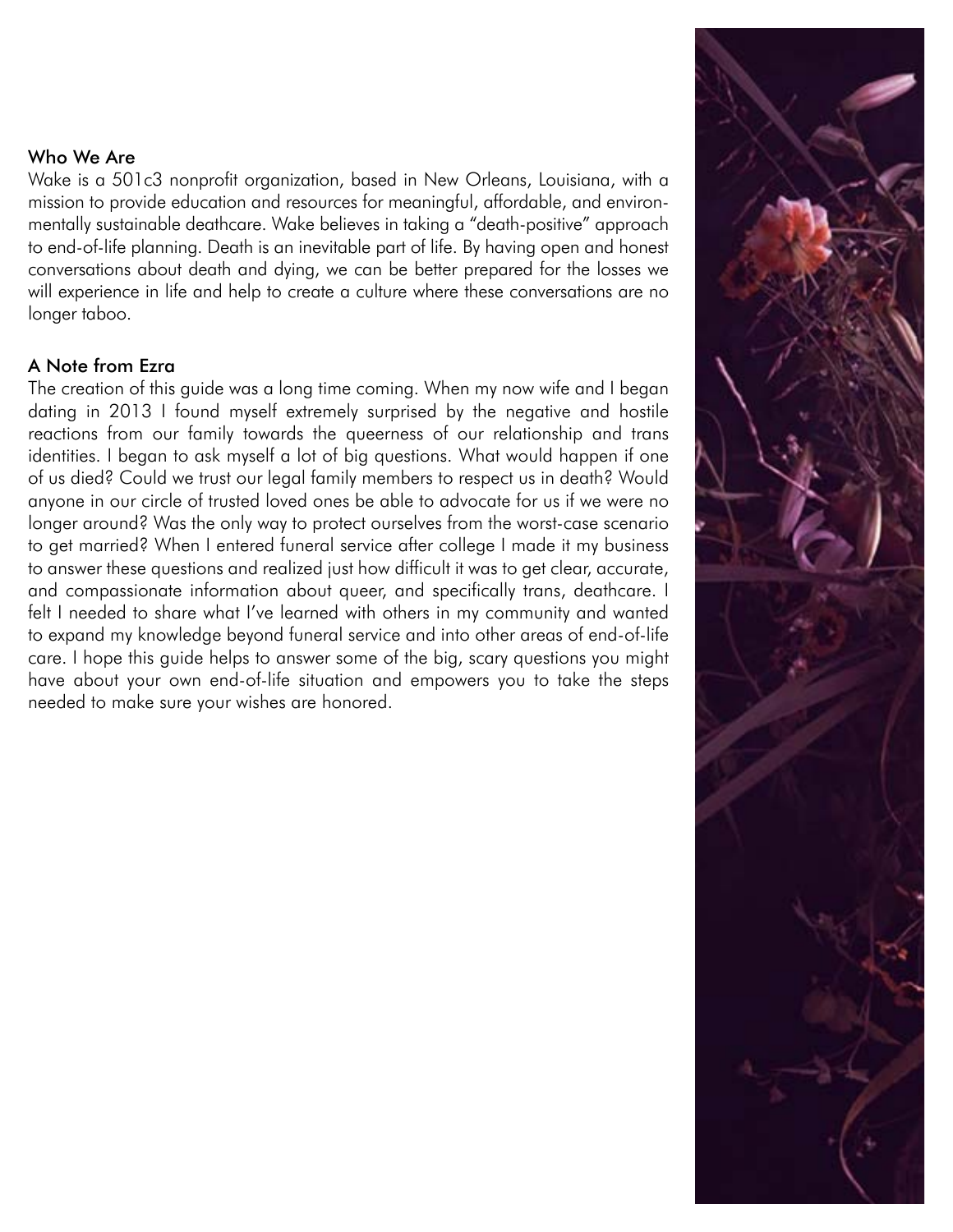## Who We Are

Wake is a 501c3 nonprofit organization, based in New Orleans, Louisiana, with a mission to provide education and resources for meaningful, affordable, and environmentally sustainable deathcare. Wake believes in taking a "death-positive" approach to end-of-life planning. Death is an inevitable part of life. By having open and honest conversations about death and dying, we can be better prepared for the losses we will experience in life and help to create a culture where these conversations are no longer taboo.

## A Note from Ezra

The creation of this guide was a long time coming. When my now wife and I began dating in 2013 I found myself extremely surprised by the negative and hostile reactions from our family towards the queerness of our relationship and trans identities. I began to ask myself a lot of big questions. What would happen if one of us died? Could we trust our legal family members to respect us in death? Would anyone in our circle of trusted loved ones be able to advocate for us if we were no longer around? Was the only way to protect ourselves from the worst-case scenario to get married? When I entered funeral service after college I made it my business to answer these questions and realized just how difficult it was to get clear, accurate, and compassionate information about queer, and specifically trans, deathcare. I felt I needed to share what I've learned with others in my community and wanted to expand my knowledge beyond funeral service and into other areas of end-of-life care. I hope this guide helps to answer some of the big, scary questions you might have about your own end-of-life situation and empowers you to take the steps needed to make sure your wishes are honored.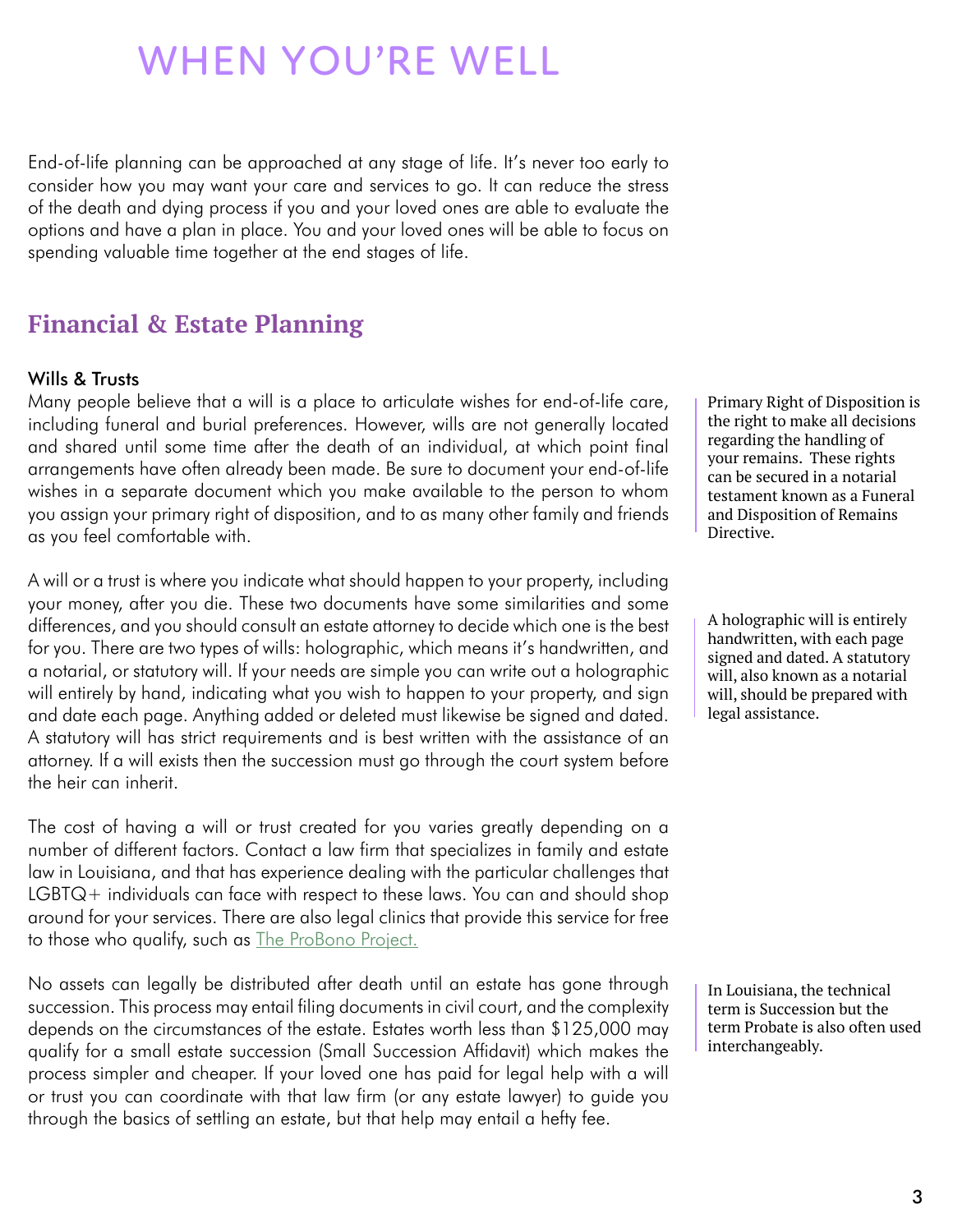# WHEN YOU'RE WELL

End-of-life planning can be approached at any stage of life. It's never too early to consider how you may want your care and services to go. It can reduce the stress of the death and dying process if you and your loved ones are able to evaluate the options and have a plan in place. You and your loved ones will be able to focus on spending valuable time together at the end stages of life.

## Financial & Estate Planning

### Wills & Trusts

Many people believe that a will is a place to articulate wishes for end-of-life care, including funeral and burial preferences. However, wills are not generally located and shared until some time after the death of an individual, at which point final arrangements have often already been made. Be sure to document your end-of-life wishes in a separate document which you make available to the person to whom you assign your primary right of disposition, and to as many other family and friends as you feel comfortable with.

> Primary Right of Disposition is the right to make all decisions regarding the handling of your remains. These rights can be secured in a notarial testament known as a Funeral and Disposition of Remains Directive.

A will or a trust is where you indicate what should happen to your property, including your money, after you die. These two documents have some similarities and some differences, and you should consult an estate attorney to decide which one is the best for you. There are two types of wills: holographic, which means it's handwritten, and a notarial, or statutory will. If your needs are simple you can write out a holographic will entirely by hand, indicating what you wish to happen to your property, and sign and date each page. Anything added or deleted must likewise be signed and dated. A statutory will has strict requirements and is best written with the assistance of an attorney. If a will exists then the succession must go through the court system before the heir can inherit.

> A holographic will is entirely handwritten, with each page signed and dated. A statutory will, also known as a notarial will, should be prepared with legal assistance.

The cost of having a will or trust created for you varies greatly depending on a number of different factors. Contact a law firm that specializes in family and estate law in Louisiana, and that has experience dealing with the particular challenges that LGBTQ+ individuals can face with respect to these laws. You can and should shop around for your services. There are also legal clinics that provide this service for free to those who qualify, such as The ProBono Project.

No assets can legally be distributed after death until an estate has gone through succession. This process may entail filing documents in civil court, and the complexity depends on the circumstances of the estate. Estates worth less than $125,000 may qualify for a small estate succession (Small Succession Affidavit) which makes the process simpler and cheaper. If your loved one has paid for legal help with a will or trust you can coordinate with that law firm (or any estate lawyer) to guide you through the basics of settling an estate, but that help may entail a hefty fee.

> In Louisiana, the technical term is Succession but the term Probate is also often used interchangeably.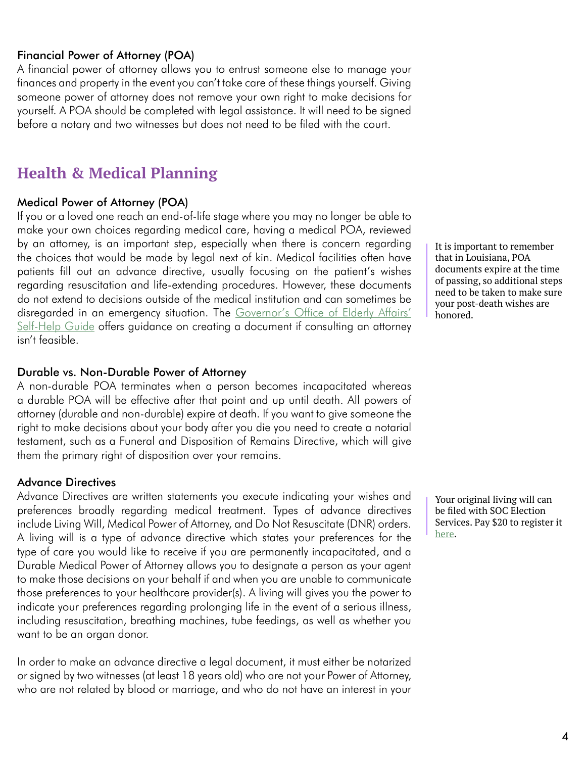### Financial Power of Attorney (POA)

A financial power of attorney allows you to entrust someone else to manage your finances and property in the event you can't take care of these things yourself. Giving someone power of attorney does not remove your own right to make decisions for yourself. A POA should be completed with legal assistance. It will need to be signed before a notary and two witnesses but does not need to be filed with the court.

## Health & Medical Planning

### Medical Power of Attorney (POA)

If you or a loved one reach an end-of-life stage where you may no longer be able to make your own choices regarding medical care, having a medical POA, reviewed by an attorney, is an important step, especially when there is concern regarding the choices that would be made by legal next of kin. Medical facilities often have patients fill out an advance directive, usually focusing on the patient's wishes regarding resuscitation and life-extending procedures. However, these documents do not extend to decisions outside of the medical institution and can sometimes be disregarded in an emergency situation. The [Governor's Office of Elderly Affairs' Self-Help Guide]() offers guidance on creating a document if consulting an attorney isn't feasible.

> It is important to remember that in Louisiana, POA documents expire at the time of passing, so additional steps need to be taken to make sure your post-death wishes are honored.

### Durable vs. Non-Durable Power of Attorney

A non-durable POA terminates when a person becomes incapacitated whereas a durable POA will be effective after that point and up until death. All powers of attorney (durable and non-durable) expire at death. If you want to give someone the right to make decisions about your body after you die you need to create a notarial testament, such as a Funeral and Disposition of Remains Directive, which will give them the primary right of disposition over your remains.

### Advance Directives

Advance Directives are written statements you execute indicating your wishes and preferences broadly regarding medical treatment. Types of advance directives include Living Will, Medical Power of Attorney, and Do Not Resuscitate (DNR) orders. A living will is a type of advance directive which states your preferences for the type of care you would like to receive if you are permanently incapacitated, and a Durable Medical Power of Attorney allows you to designate a person as your agent to make those decisions on your behalf if and when you are unable to communicate those preferences to your healthcare provider(s). A living will gives you the power to indicate your preferences regarding prolonging life in the event of a serious illness, including resuscitation, breathing machines, tube feedings, as well as whether you want to be an organ donor.

> Your original living will can be filed with SOC Election Services. Pay $20 to register it [here]().

In order to make an advance directive a legal document, it must either be notarized or signed by two witnesses (at least 18 years old) who are not your Power of Attorney, who are not related by blood or marriage, and who do not have an interest in your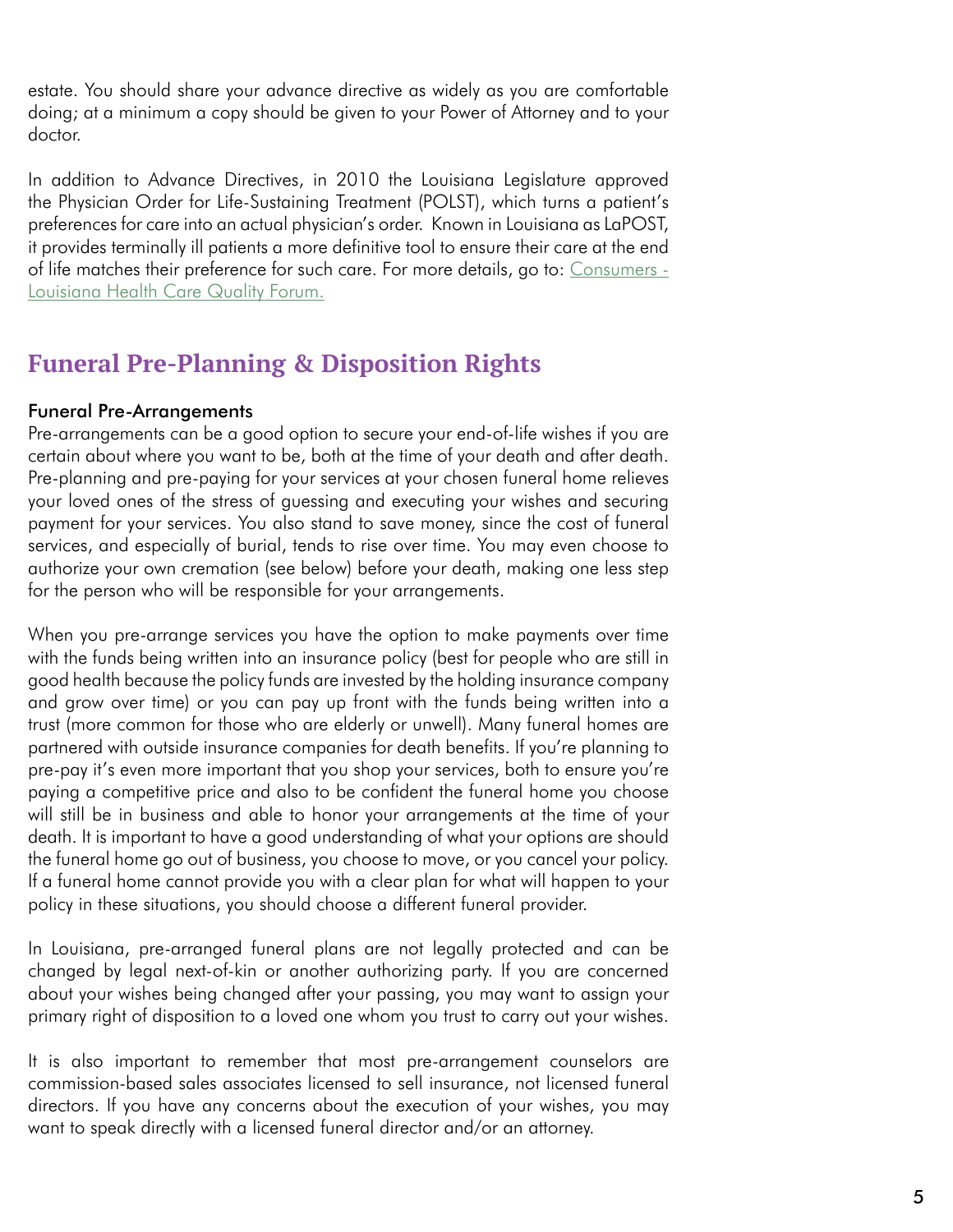estate. You should share your advance directive as widely as you are comfortable doing; at a minimum a copy should be given to your Power of Attorney and to your doctor.

In addition to Advance Directives, in 2010 the Louisiana Legislature approved the Physician Order for Life-Sustaining Treatment (POLST), which turns a patient's preferences for care into an actual physician's order. Known in Louisiana as LaPOST, it provides terminally ill patients a more definitive tool to ensure their care at the end of life matches their preference for such care. For more details, go to: Consumers - Louisiana Health Care Quality Forum.

## Funeral Pre-Planning & Disposition Rights

### Funeral Pre-Arrangements

Pre-arrangements can be a good option to secure your end-of-life wishes if you are certain about where you want to be, both at the time of your death and after death. Pre-planning and pre-paying for your services at your chosen funeral home relieves your loved ones of the stress of guessing and executing your wishes and securing payment for your services. You also stand to save money, since the cost of funeral services, and especially of burial, tends to rise over time. You may even choose to authorize your own cremation (see below) before your death, making one less step for the person who will be responsible for your arrangements.

When you pre-arrange services you have the option to make payments over time with the funds being written into an insurance policy (best for people who are still in good health because the policy funds are invested by the holding insurance company and grow over time) or you can pay up front with the funds being written into a trust (more common for those who are elderly or unwell). Many funeral homes are partnered with outside insurance companies for death benefits. If you're planning to pre-pay it's even more important that you shop your services, both to ensure you're paying a competitive price and also to be confident the funeral home you choose will still be in business and able to honor your arrangements at the time of your death. It is important to have a good understanding of what your options are should the funeral home go out of business, you choose to move, or you cancel your policy. If a funeral home cannot provide you with a clear plan for what will happen to your policy in these situations, you should choose a different funeral provider.

In Louisiana, pre-arranged funeral plans are not legally protected and can be changed by legal next-of-kin or another authorizing party. If you are concerned about your wishes being changed after your passing, you may want to assign your primary right of disposition to a loved one whom you trust to carry out your wishes.

It is also important to remember that most pre-arrangement counselors are commission-based sales associates licensed to sell insurance, not licensed funeral directors. If you have any concerns about the execution of your wishes, you may want to speak directly with a licensed funeral director and/or an attorney.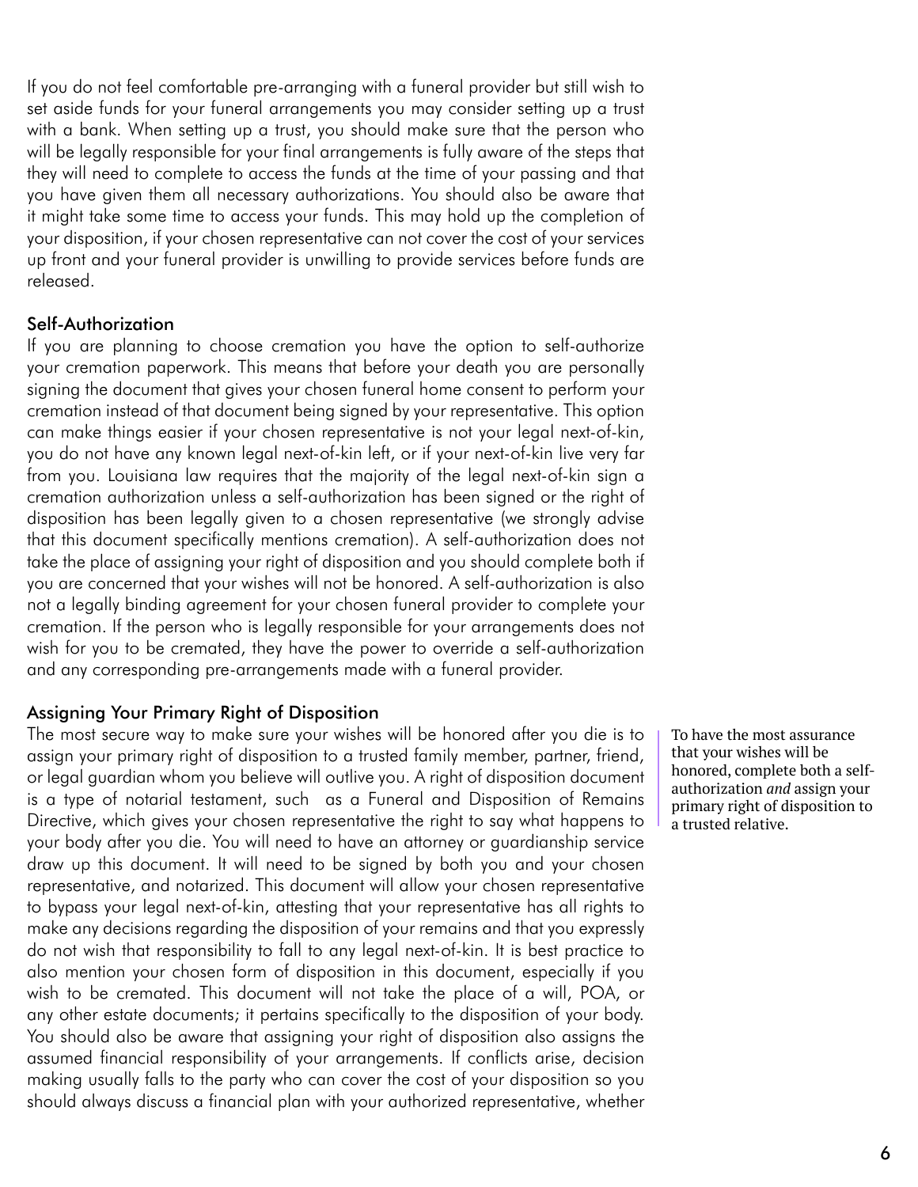If you do not feel comfortable pre-arranging with a funeral provider but still wish to set aside funds for your funeral arrangements you may consider setting up a trust with a bank. When setting up a trust, you should make sure that the person who will be legally responsible for your final arrangements is fully aware of the steps that they will need to complete to access the funds at the time of your passing and that you have given them all necessary authorizations. You should also be aware that it might take some time to access your funds. This may hold up the completion of your disposition, if your chosen representative can not cover the cost of your services up front and your funeral provider is unwilling to provide services before funds are released.

### Self-Authorization

If you are planning to choose cremation you have the option to self-authorize your cremation paperwork. This means that before your death you are personally signing the document that gives your chosen funeral home consent to perform your cremation instead of that document being signed by your representative. This option can make things easier if your chosen representative is not your legal next-of-kin, you do not have any known legal next-of-kin left, or if your next-of-kin live very far from you. Louisiana law requires that the majority of the legal next-of-kin sign a cremation authorization unless a self-authorization has been signed or the right of disposition has been legally given to a chosen representative (we strongly advise that this document specifically mentions cremation). A self-authorization does not take the place of assigning your right of disposition and you should complete both if you are concerned that your wishes will not be honored. A self-authorization is also not a legally binding agreement for your chosen funeral provider to complete your cremation. If the person who is legally responsible for your arrangements does not wish for you to be cremated, they have the power to override a self-authorization and any corresponding pre-arrangements made with a funeral provider.

### Assigning Your Primary Right of Disposition

The most secure way to make sure your wishes will be honored after you die is to assign your primary right of disposition to a trusted family member, partner, friend, or legal guardian whom you believe will outlive you. A right of disposition document is a type of notarial testament, such as a Funeral and Disposition of Remains Directive, which gives your chosen representative the right to say what happens to your body after you die. You will need to have an attorney or guardianship service draw up this document. It will need to be signed by both you and your chosen representative, and notarized. This document will allow your chosen representative to bypass your legal next-of-kin, attesting that your representative has all rights to make any decisions regarding the disposition of your remains and that you expressly do not wish that responsibility to fall to any legal next-of-kin. It is best practice to also mention your chosen form of disposition in this document, especially if you wish to be cremated. This document will not take the place of a will, POA, or any other estate documents; it pertains specifically to the disposition of your body. You should also be aware that assigning your right of disposition also assigns the assumed financial responsibility of your arrangements. If conflicts arise, decision making usually falls to the party who can cover the cost of your disposition so you should always discuss a financial plan with your authorized representative, whether

> To have the most assurance that your wishes will be honored, complete both a self-authorization *and* assign your primary right of disposition to a trusted relative.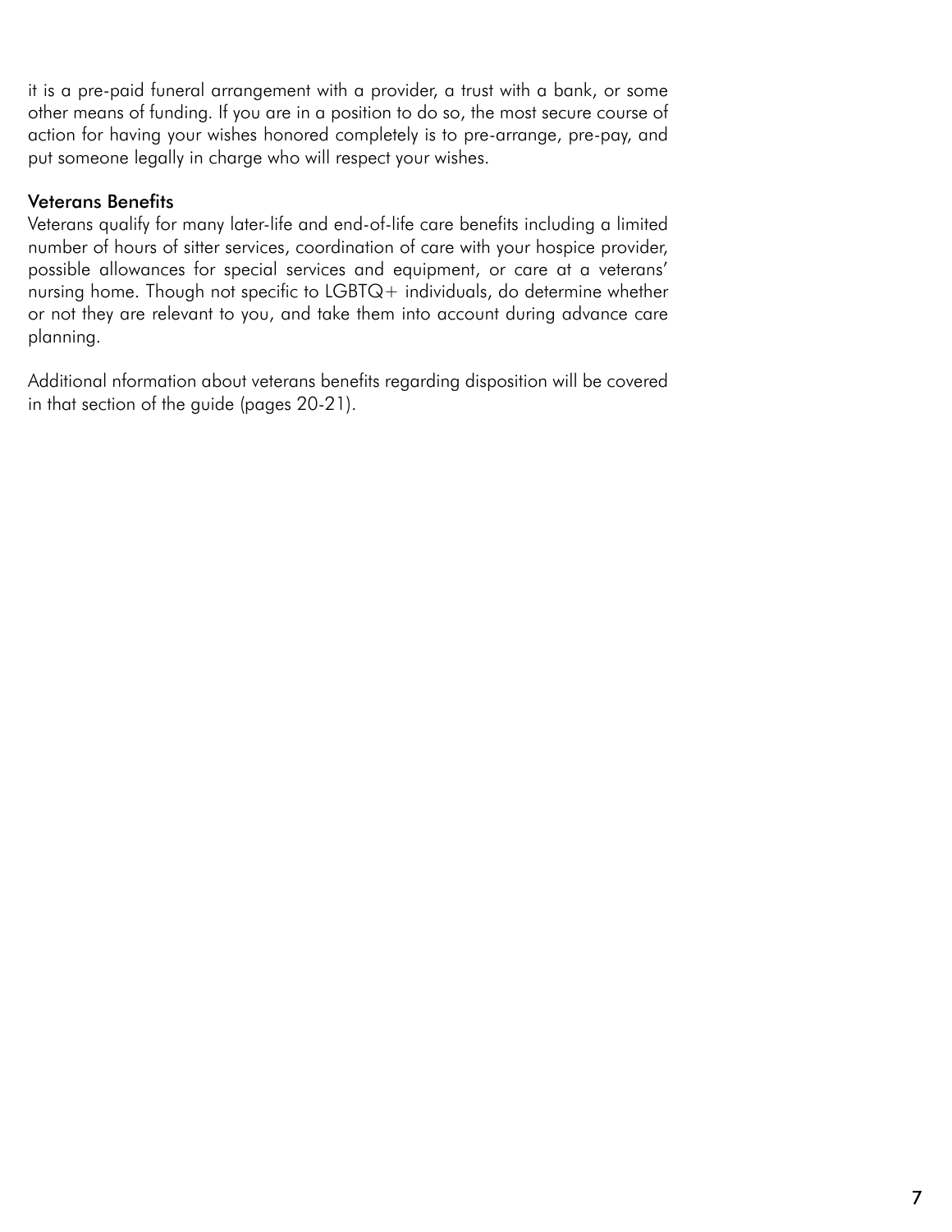it is a pre-paid funeral arrangement with a provider, a trust with a bank, or some other means of funding. If you are in a position to do so, the most secure course of action for having your wishes honored completely is to pre-arrange, pre-pay, and put someone legally in charge who will respect your wishes.

### Veterans Benefits

Veterans qualify for many later-life and end-of-life care benefits including a limited number of hours of sitter services, coordination of care with your hospice provider, possible allowances for special services and equipment, or care at a veterans' nursing home. Though not specific to LGBTQ+ individuals, do determine whether or not they are relevant to you, and take them into account during advance care planning.

Additional nformation about veterans benefits regarding disposition will be covered in that section of the guide (pages 20-21).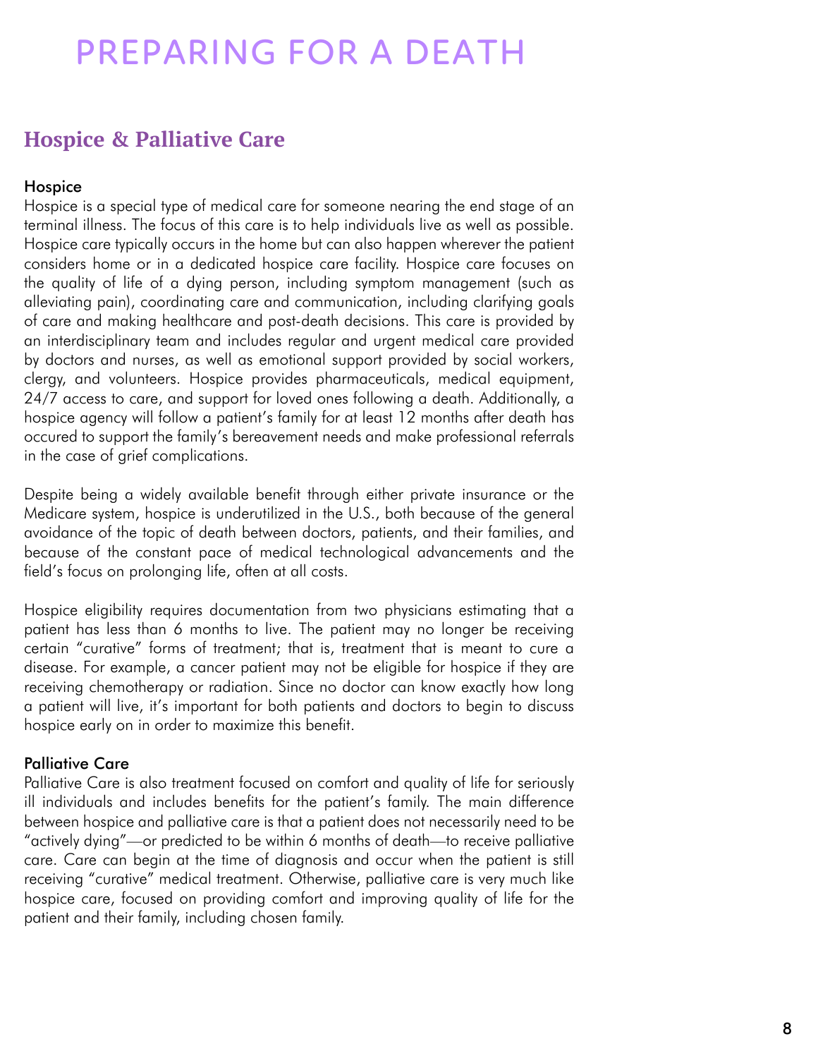# PREPARING FOR A DEATH

## Hospice & Palliative Care

### Hospice

Hospice is a special type of medical care for someone nearing the end stage of an terminal illness. The focus of this care is to help individuals live as well as possible. Hospice care typically occurs in the home but can also happen wherever the patient considers home or in a dedicated hospice care facility. Hospice care focuses on the quality of life of a dying person, including symptom management (such as alleviating pain), coordinating care and communication, including clarifying goals of care and making healthcare and post-death decisions. This care is provided by an interdisciplinary team and includes regular and urgent medical care provided by doctors and nurses, as well as emotional support provided by social workers, clergy, and volunteers. Hospice provides pharmaceuticals, medical equipment, 24/7 access to care, and support for loved ones following a death. Additionally, a hospice agency will follow a patient's family for at least 12 months after death has occured to support the family's bereavement needs and make professional referrals in the case of grief complications.

Despite being a widely available benefit through either private insurance or the Medicare system, hospice is underutilized in the U.S., both because of the general avoidance of the topic of death between doctors, patients, and their families, and because of the constant pace of medical technological advancements and the field's focus on prolonging life, often at all costs.

Hospice eligibility requires documentation from two physicians estimating that a patient has less than 6 months to live. The patient may no longer be receiving certain "curative" forms of treatment; that is, treatment that is meant to cure a disease. For example, a cancer patient may not be eligible for hospice if they are receiving chemotherapy or radiation. Since no doctor can know exactly how long a patient will live, it's important for both patients and doctors to begin to discuss hospice early on in order to maximize this benefit.

### Palliative Care

Palliative Care is also treatment focused on comfort and quality of life for seriously ill individuals and includes benefits for the patient's family. The main difference between hospice and palliative care is that a patient does not necessarily need to be "actively dying"—or predicted to be within 6 months of death—to receive palliative care. Care can begin at the time of diagnosis and occur when the patient is still receiving "curative" medical treatment. Otherwise, palliative care is very much like hospice care, focused on providing comfort and improving quality of life for the patient and their family, including chosen family.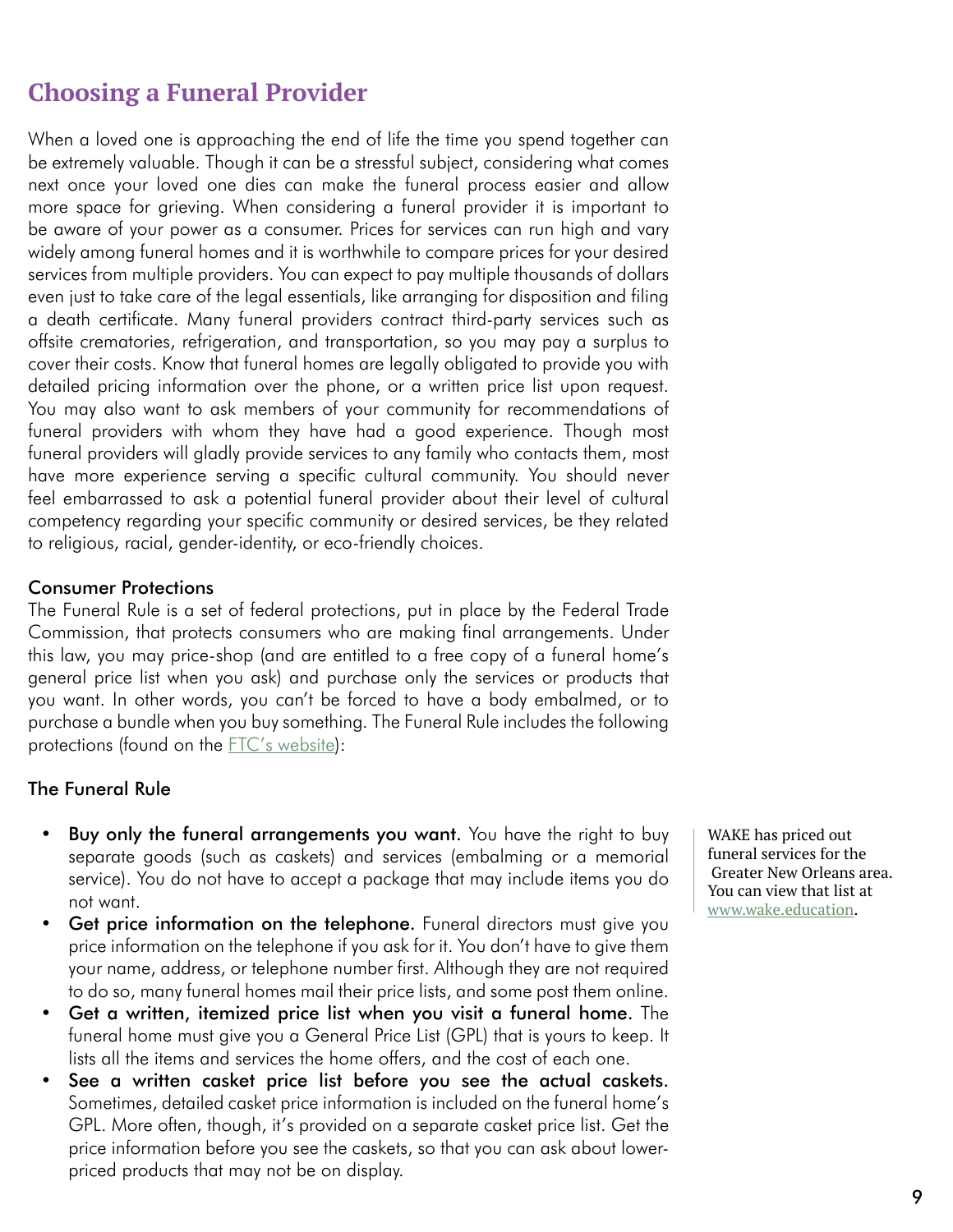## Choosing a Funeral Provider

When a loved one is approaching the end of life the time you spend together can be extremely valuable. Though it can be a stressful subject, considering what comes next once your loved one dies can make the funeral process easier and allow more space for grieving. When considering a funeral provider it is important to be aware of your power as a consumer. Prices for services can run high and vary widely among funeral homes and it is worthwhile to compare prices for your desired services from multiple providers. You can expect to pay multiple thousands of dollars even just to take care of the legal essentials, like arranging for disposition and filing a death certificate. Many funeral providers contract third-party services such as offsite crematories, refrigeration, and transportation, so you may pay a surplus to cover their costs. Know that funeral homes are legally obligated to provide you with detailed pricing information over the phone, or a written price list upon request. You may also want to ask members of your community for recommendations of funeral providers with whom they have had a good experience. Though most funeral providers will gladly provide services to any family who contacts them, most have more experience serving a specific cultural community. You should never feel embarrassed to ask a potential funeral provider about their level of cultural competency regarding your specific community or desired services, be they related to religious, racial, gender-identity, or eco-friendly choices.

### Consumer Protections

The Funeral Rule is a set of federal protections, put in place by the Federal Trade Commission, that protects consumers who are making final arrangements. Under this law, you may price-shop (and are entitled to a free copy of a funeral home's general price list when you ask) and purchase only the services or products that you want. In other words, you can't be forced to have a body embalmed, or to purchase a bundle when you buy something. The Funeral Rule includes the following protections (found on the FTC's website):

### The Funeral Rule

- **Buy only the funeral arrangements you want.** You have the right to buy separate goods (such as caskets) and services (embalming or a memorial service). You do not have to accept a package that may include items you do not want.
- **Get price information on the telephone.** Funeral directors must give you price information on the telephone if you ask for it. You don't have to give them your name, address, or telephone number first. Although they are not required to do so, many funeral homes mail their price lists, and some post them online.
- **Get a written, itemized price list when you visit a funeral home.** The funeral home must give you a General Price List (GPL) that is yours to keep. It lists all the items and services the home offers, and the cost of each one.
- **See a written casket price list before you see the actual caskets.** Sometimes, detailed casket price information is included on the funeral home's GPL. More often, though, it's provided on a separate casket price list. Get the price information before you see the caskets, so that you can ask about lower-priced products that may not be on display.

WAKE has priced out funeral services for the Greater New Orleans area. You can view that list at www.wake.education.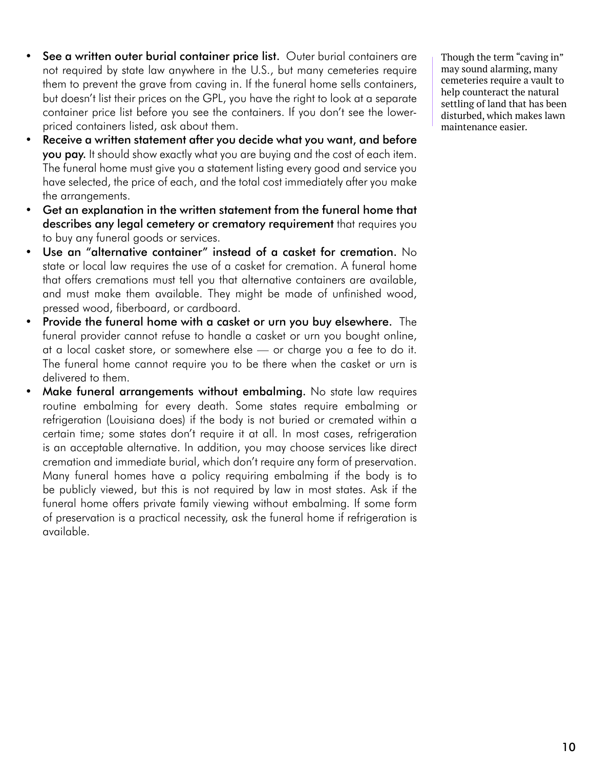- **See a written outer burial container price list.** Outer burial containers are not required by state law anywhere in the U.S., but many cemeteries require them to prevent the grave from caving in. If the funeral home sells containers, but doesn't list their prices on the GPL, you have the right to look at a separate container price list before you see the containers. If you don't see the lower-priced containers listed, ask about them.
- **Receive a written statement after you decide what you want, and before you pay.** It should show exactly what you are buying and the cost of each item. The funeral home must give you a statement listing every good and service you have selected, the price of each, and the total cost immediately after you make the arrangements.
- **Get an explanation in the written statement from the funeral home that describes any legal cemetery or crematory requirement** that requires you to buy any funeral goods or services.
- **Use an "alternative container" instead of a casket for cremation.** No state or local law requires the use of a casket for cremation. A funeral home that offers cremations must tell you that alternative containers are available, and must make them available. They might be made of unfinished wood, pressed wood, fiberboard, or cardboard.
- **Provide the funeral home with a casket or urn you buy elsewhere.** The funeral provider cannot refuse to handle a casket or urn you bought online, at a local casket store, or somewhere else — or charge you a fee to do it. The funeral home cannot require you to be there when the casket or urn is delivered to them.
- **Make funeral arrangements without embalming.** No state law requires routine embalming for every death. Some states require embalming or refrigeration (Louisiana does) if the body is not buried or cremated within a certain time; some states don't require it at all. In most cases, refrigeration is an acceptable alternative. In addition, you may choose services like direct cremation and immediate burial, which don't require any form of preservation. Many funeral homes have a policy requiring embalming if the body is to be publicly viewed, but this is not required by law in most states. Ask if the funeral home offers private family viewing without embalming. If some form of preservation is a practical necessity, ask the funeral home if refrigeration is available.

Though the term "caving in" may sound alarming, many cemeteries require a vault to help counteract the natural settling of land that has been disturbed, which makes lawn maintenance easier.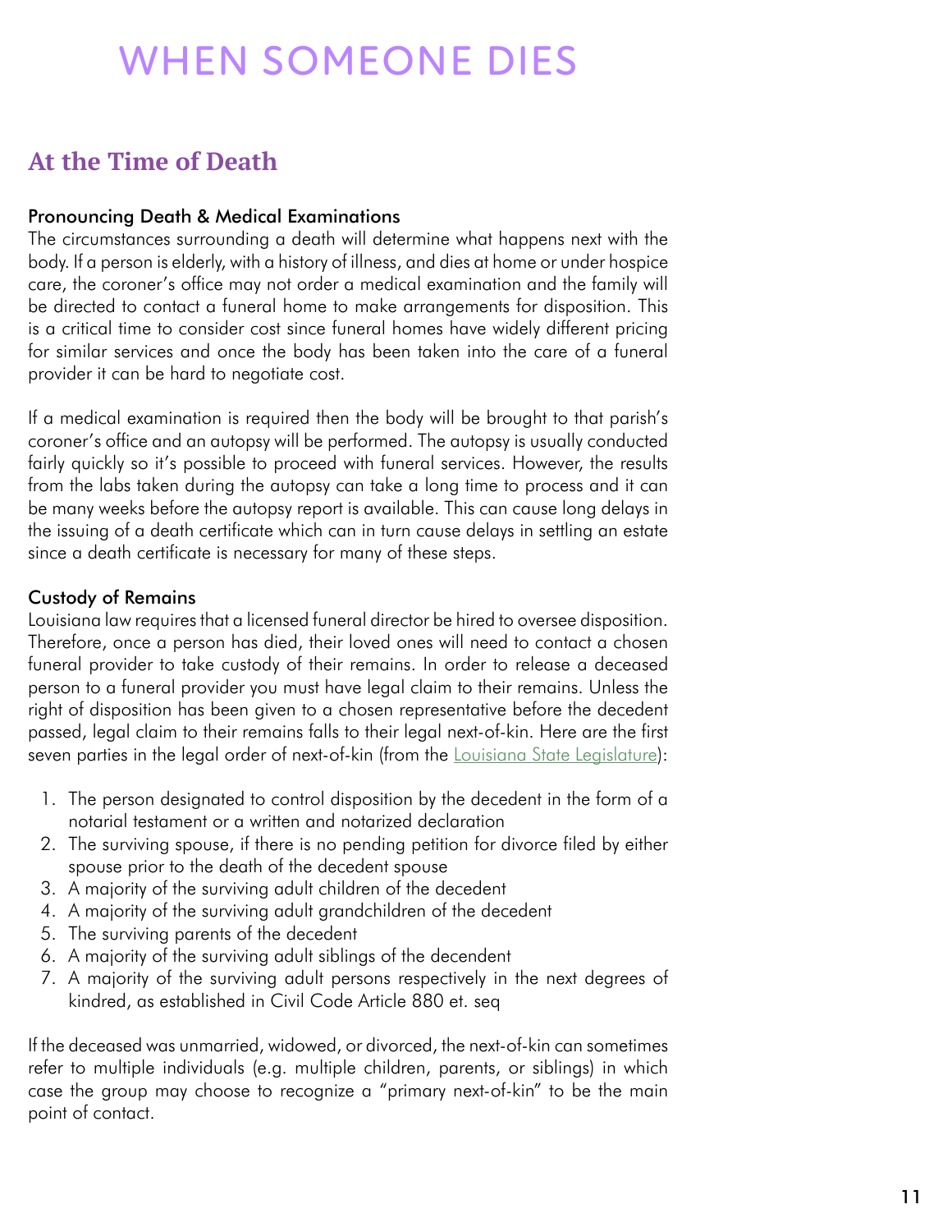# WHEN SOMEONE DIES

## At the Time of Death

### Pronouncing Death & Medical Examinations

The circumstances surrounding a death will determine what happens next with the body. If a person is elderly, with a history of illness, and dies at home or under hospice care, the coroner's office may not order a medical examination and the family will be directed to contact a funeral home to make arrangements for disposition. This is a critical time to consider cost since funeral homes have widely different pricing for similar services and once the body has been taken into the care of a funeral provider it can be hard to negotiate cost.

If a medical examination is required then the body will be brought to that parish's coroner's office and an autopsy will be performed. The autopsy is usually conducted fairly quickly so it's possible to proceed with funeral services. However, the results from the labs taken during the autopsy can take a long time to process and it can be many weeks before the autopsy report is available. This can cause long delays in the issuing of a death certificate which can in turn cause delays in settling an estate since a death certificate is necessary for many of these steps.

### Custody of Remains

Louisiana law requires that a licensed funeral director be hired to oversee disposition. Therefore, once a person has died, their loved ones will need to contact a chosen funeral provider to take custody of their remains. In order to release a deceased person to a funeral provider you must have legal claim to their remains. Unless the right of disposition has been given to a chosen representative before the decedent passed, legal claim to their remains falls to their legal next-of-kin. Here are the first seven parties in the legal order of next-of-kin (from the Louisiana State Legislature):

1. The person designated to control disposition by the decedent in the form of a notarial testament or a written and notarized declaration
2. The surviving spouse, if there is no pending petition for divorce filed by either spouse prior to the death of the decedent spouse
3. A majority of the surviving adult children of the decedent
4. A majority of the surviving adult grandchildren of the decedent
5. The surviving parents of the decedent
6. A majority of the surviving adult siblings of the dencendent
7. A majority of the surviving adult persons respectively in the next degrees of kindred, as established in Civil Code Article 880 et. seq

If the deceased was unmarried, widowed, or divorced, the next-of-kin can sometimes refer to multiple individuals (e.g. multiple children, parents, or siblings) in which case the group may choose to recognize a "primary next-of-kin" to be the main point of contact.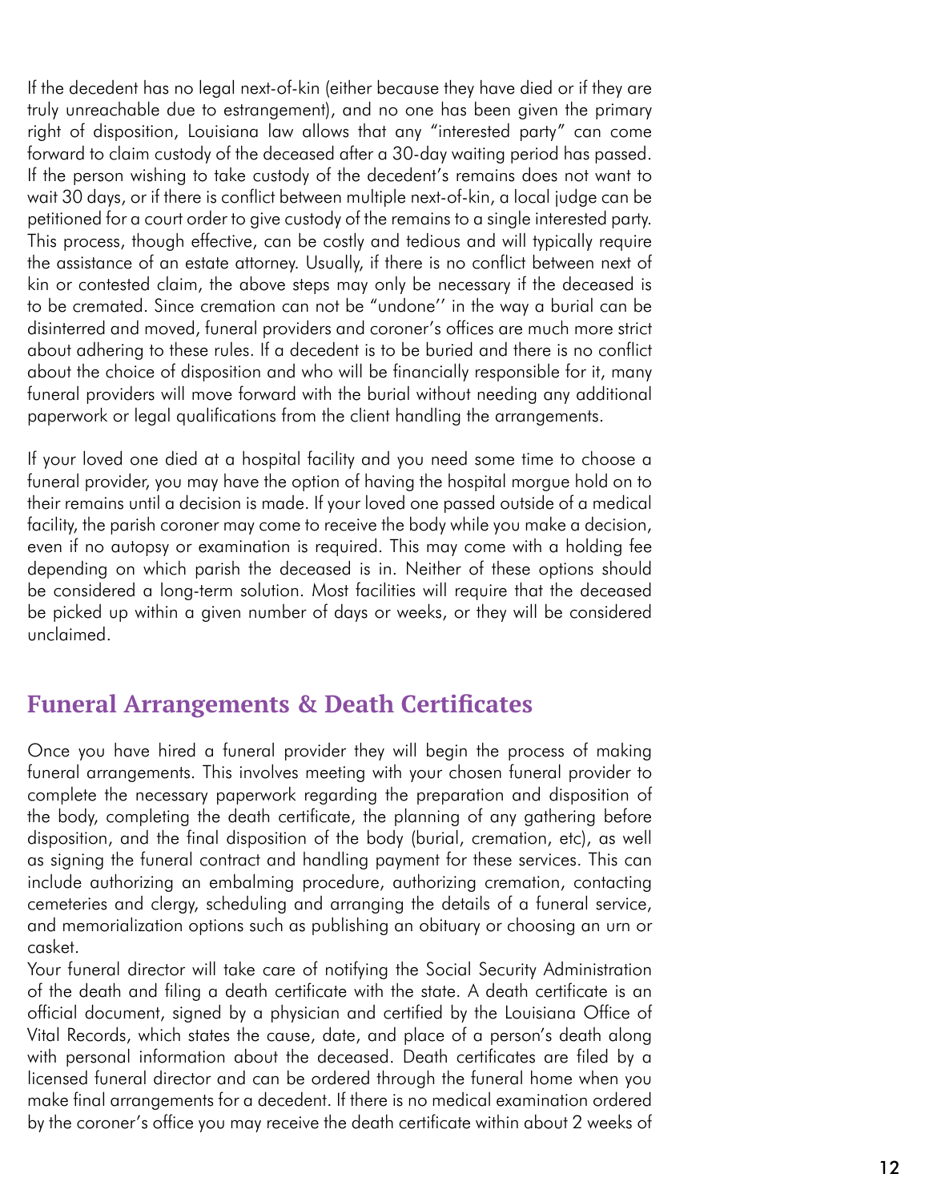If the decedent has no legal next-of-kin (either because they have died or if they are truly unreachable due to estrangement), and no one has been given the primary right of disposition, Louisiana law allows that any "interested party" can come forward to claim custody of the deceased after a 30-day waiting period has passed. If the person wishing to take custody of the decedent's remains does not want to wait 30 days, or if there is conflict between multiple next-of-kin, a local judge can be petitioned for a court order to give custody of the remains to a single interested party. This process, though effective, can be costly and tedious and will typically require the assistance of an estate attorney. Usually, if there is no conflict between next of kin or contested claim, the above steps may only be necessary if the deceased is to be cremated. Since cremation can not be "undone'' in the way a burial can be disinterred and moved, funeral providers and coroner's offices are much more strict about adhering to these rules. If a decedent is to be buried and there is no conflict about the choice of disposition and who will be financially responsible for it, many funeral providers will move forward with the burial without needing any additional paperwork or legal qualifications from the client handling the arrangements.

If your loved one died at a hospital facility and you need some time to choose a funeral provider, you may have the option of having the hospital morgue hold on to their remains until a decision is made. If your loved one passed outside of a medical facility, the parish coroner may come to receive the body while you make a decision, even if no autopsy or examination is required. This may come with a holding fee depending on which parish the deceased is in. Neither of these options should be considered a long-term solution. Most facilities will require that the deceased be picked up within a given number of days or weeks, or they will be considered unclaimed.

## Funeral Arrangements & Death Certificates

Once you have hired a funeral provider they will begin the process of making funeral arrangements. This involves meeting with your chosen funeral provider to complete the necessary paperwork regarding the preparation and disposition of the body, completing the death certificate, the planning of any gathering before disposition, and the final disposition of the body (burial, cremation, etc), as well as signing the funeral contract and handling payment for these services. This can include authorizing an embalming procedure, authorizing cremation, contacting cemeteries and clergy, scheduling and arranging the details of a funeral service, and memorialization options such as publishing an obituary or choosing an urn or casket.

Your funeral director will take care of notifying the Social Security Administration of the death and filing a death certificate with the state. A death certificate is an official document, signed by a physician and certified by the Louisiana Office of Vital Records, which states the cause, date, and place of a person's death along with personal information about the deceased. Death certificates are filed by a licensed funeral director and can be ordered through the funeral home when you make final arrangements for a decedent. If there is no medical examination ordered by the coroner's office you may receive the death certificate within about 2 weeks of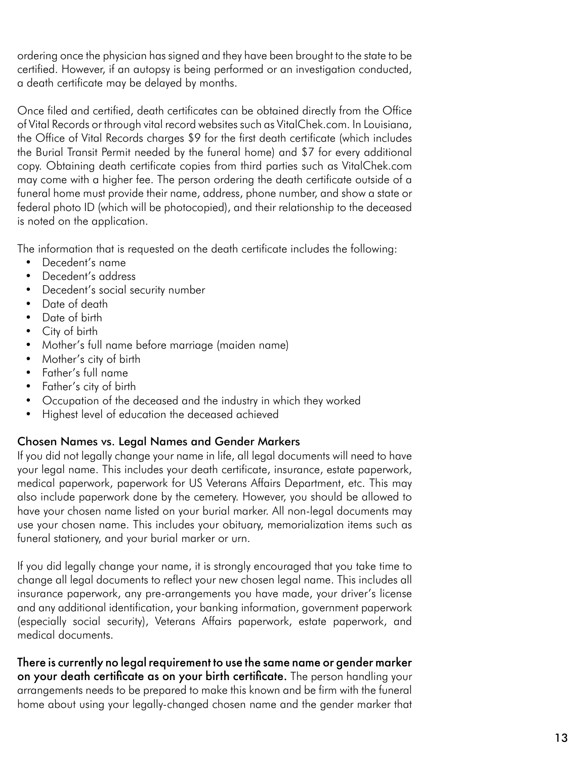ordering once the physician has signed and they have been brought to the state to be certified. However, if an autopsy is being performed or an investigation conducted, a death certificate may be delayed by months.

Once filed and certified, death certificates can be obtained directly from the Office of Vital Records or through vital record websites such as VitalChek.com. In Louisiana, the Office of Vital Records charges $9 for the first death certificate (which includes the Burial Transit Permit needed by the funeral home) and $7 for every additional copy. Obtaining death certificate copies from third parties such as VitalChek.com may come with a higher fee. The person ordering the death certificate outside of a funeral home must provide their name, address, phone number, and show a state or federal photo ID (which will be photocopied), and their relationship to the deceased is noted on the application.

The information that is requested on the death certificate includes the following:

- Decedent's name
- Decedent's address
- Decedent's social security number
- Date of death
- Date of birth
- City of birth
- Mother's full name before marriage (maiden name)
- Mother's city of birth
- Father's full name
- Father's city of birth
- Occupation of the deceased and the industry in which they worked
- Highest level of education the deceased achieved

### Chosen Names vs. Legal Names and Gender Markers

If you did not legally change your name in life, all legal documents will need to have your legal name. This includes your death certificate, insurance, estate paperwork, medical paperwork, paperwork for US Veterans Affairs Department, etc. This may also include paperwork done by the cemetery. However, you should be allowed to have your chosen name listed on your burial marker. All non-legal documents may use your chosen name. This includes your obituary, memorialization items such as funeral stationery, and your burial marker or urn.

If you did legally change your name, it is strongly encouraged that you take time to change all legal documents to reflect your new chosen legal name. This includes all insurance paperwork, any pre-arrangements you have made, your driver's license and any additional identification, your banking information, government paperwork (especially social security), Veterans Affairs paperwork, estate paperwork, and medical documents.

**There is currently no legal requirement to use the same name or gender marker on your death certificate as on your birth certificate.** The person handling your arrangements needs to be prepared to make this known and be firm with the funeral home about using your legally-changed chosen name and the gender marker that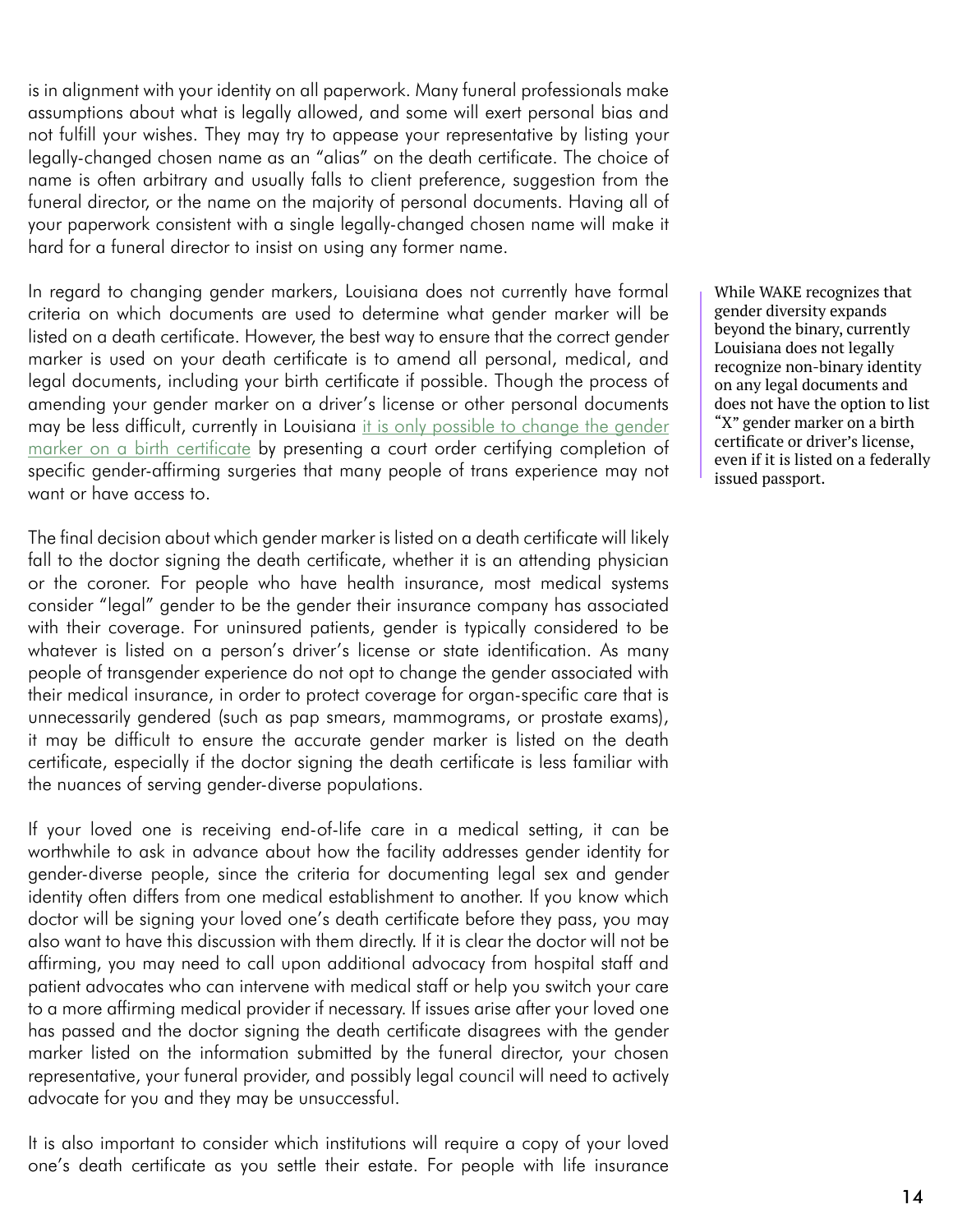is in alignment with your identity on all paperwork. Many funeral professionals make assumptions about what is legally allowed, and some will exert personal bias and not fulfill your wishes. They may try to appease your representative by listing your legally-changed chosen name as an "alias" on the death certificate. The choice of name is often arbitrary and usually falls to client preference, suggestion from the funeral director, or the name on the majority of personal documents. Having all of your paperwork consistent with a single legally-changed chosen name will make it hard for a funeral director to insist on using any former name.

In regard to changing gender markers, Louisiana does not currently have formal criteria on which documents are used to determine what gender marker will be listed on a death certificate. However, the best way to ensure that the correct gender marker is used on your death certificate is to amend all personal, medical, and legal documents, including your birth certificate if possible. Though the process of amending your gender marker on a driver's license or other personal documents may be less difficult, currently in Louisiana it is only possible to change the gender marker on a birth certificate by presenting a court order certifying completion of specific gender-affirming surgeries that many people of trans experience may not want or have access to.

> While WAKE recognizes that gender diversity expands beyond the binary, currently Louisiana does not legally recognize non-binary identity on any legal documents and does not have the option to list "X" gender marker on a birth certificate or driver's license, even if it is listed on a federally issued passport.

The final decision about which gender marker is listed on a death certificate will likely fall to the doctor signing the death certificate, whether it is an attending physician or the coroner. For people who have health insurance, most medical systems consider "legal" gender to be the gender their insurance company has associated with their coverage. For uninsured patients, gender is typically considered to be whatever is listed on a person's driver's license or state identification. As many people of transgender experience do not opt to change the gender associated with their medical insurance, in order to protect coverage for organ-specific care that is unnecessarily gendered (such as pap smears, mammograms, or prostate exams), it may be difficult to ensure the accurate gender marker is listed on the death certificate, especially if the doctor signing the death certificate is less familiar with the nuances of serving gender-diverse populations.

If your loved one is receiving end-of-life care in a medical setting, it can be worthwhile to ask in advance about how the facility addresses gender identity for gender-diverse people, since the criteria for documenting legal sex and gender identity often differs from one medical establishment to another. If you know which doctor will be signing your loved one's death certificate before they pass, you may also want to have this discussion with them directly. If it is clear the doctor will not be affirming, you may need to call upon additional advocacy from hospital staff and patient advocates who can intervene with medical staff or help you switch your care to a more affirming medical provider if necessary. If issues arise after your loved one has passed and the doctor signing the death certificate disagrees with the gender marker listed on the information submitted by the funeral director, your chosen representative, your funeral provider, and possibly legal council will need to actively advocate for you and they may be unsuccessful.

It is also important to consider which institutions will require a copy of your loved one's death certificate as you settle their estate. For people with life insurance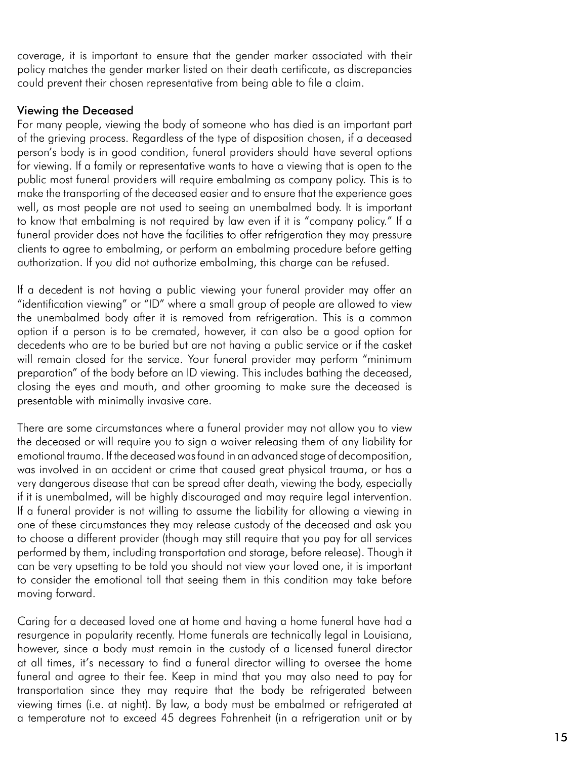coverage, it is important to ensure that the gender marker associated with their policy matches the gender marker listed on their death certificate, as discrepancies could prevent their chosen representative from being able to file a claim.

### Viewing the Deceased

For many people, viewing the body of someone who has died is an important part of the grieving process. Regardless of the type of disposition chosen, if a deceased person's body is in good condition, funeral providers should have several options for viewing. If a family or representative wants to have a viewing that is open to the public most funeral providers will require embalming as company policy. This is to make the transporting of the deceased easier and to ensure that the experience goes well, as most people are not used to seeing an unembalmed body. It is important to know that embalming is not required by law even if it is "company policy." If a funeral provider does not have the facilities to offer refrigeration they may pressure clients to agree to embalming, or perform an embalming procedure before getting authorization. If you did not authorize embalming, this charge can be refused.

If a decedent is not having a public viewing your funeral provider may offer an "identification viewing" or "ID" where a small group of people are allowed to view the unembalmed body after it is removed from refrigeration. This is a common option if a person is to be cremated, however, it can also be a good option for decedents who are to be buried but are not having a public service or if the casket will remain closed for the service. Your funeral provider may perform "minimum preparation" of the body before an ID viewing. This includes bathing the deceased, closing the eyes and mouth, and other grooming to make sure the deceased is presentable with minimally invasive care.

There are some circumstances where a funeral provider may not allow you to view the deceased or will require you to sign a waiver releasing them of any liability for emotional trauma. If the deceased was found in an advanced stage of decomposition, was involved in an accident or crime that caused great physical trauma, or has a very dangerous disease that can be spread after death, viewing the body, especially if it is unembalmed, will be highly discouraged and may require legal intervention. If a funeral provider is not willing to assume the liability for allowing a viewing in one of these circumstances they may release custody of the deceased and ask you to choose a different provider (though may still require that you pay for all services performed by them, including transportation and storage, before release). Though it can be very upsetting to be told you should not view your loved one, it is important to consider the emotional toll that seeing them in this condition may take before moving forward.

Caring for a deceased loved one at home and having a home funeral have had a resurgence in popularity recently. Home funerals are technically legal in Louisiana, however, since a body must remain in the custody of a licensed funeral director at all times, it's necessary to find a funeral director willing to oversee the home funeral and agree to their fee. Keep in mind that you may also need to pay for transportation since they may require that the body be refrigerated between viewing times (i.e. at night). By law, a body must be embalmed or refrigerated at a temperature not to exceed 45 degrees Fahrenheit (in a refrigeration unit or by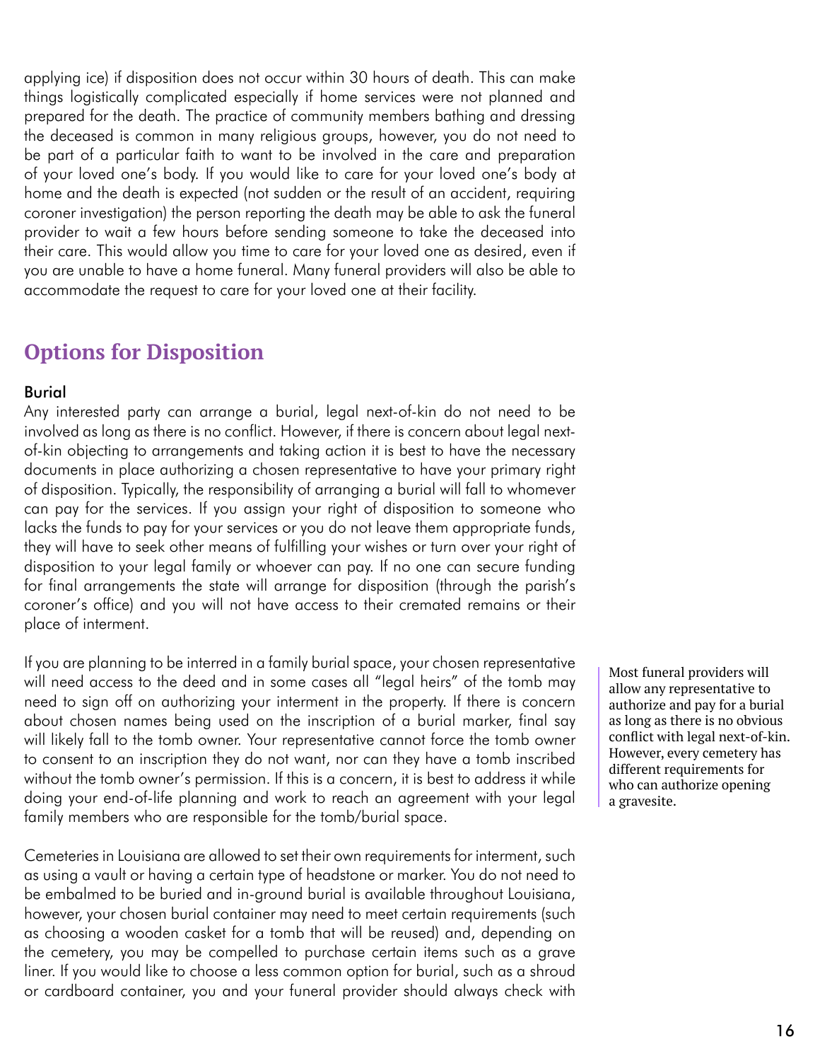applying ice) if disposition does not occur within 30 hours of death. This can make things logistically complicated especially if home services were not planned and prepared for the death. The practice of community members bathing and dressing the deceased is common in many religious groups, however, you do not need to be part of a particular faith to want to be involved in the care and preparation of your loved one's body. If you would like to care for your loved one's body at home and the death is expected (not sudden or the result of an accident, requiring coroner investigation) the person reporting the death may be able to ask the funeral provider to wait a few hours before sending someone to take the deceased into their care. This would allow you time to care for your loved one as desired, even if you are unable to have a home funeral. Many funeral providers will also be able to accommodate the request to care for your loved one at their facility.

## Options for Disposition

### Burial

Any interested party can arrange a burial, legal next-of-kin do not need to be involved as long as there is no conflict. However, if there is concern about legal next-of-kin objecting to arrangements and taking action it is best to have the necessary documents in place authorizing a chosen representative to have your primary right of disposition. Typically, the responsibility of arranging a burial will fall to whomever can pay for the services. If you assign your right of disposition to someone who lacks the funds to pay for your services or you do not leave them appropriate funds, they will have to seek other means of fulfilling your wishes or turn over your right of disposition to your legal family or whoever can pay. If no one can secure funding for final arrangements the state will arrange for disposition (through the parish's coroner's office) and you will not have access to their cremated remains or their place of interment.

If you are planning to be interred in a family burial space, your chosen representative will need access to the deed and in some cases all "legal heirs" of the tomb may need to sign off on authorizing your interment in the property. If there is concern about chosen names being used on the inscription of a burial marker, final say will likely fall to the tomb owner. Your representative cannot force the tomb owner to consent to an inscription they do not want, nor can they have a tomb inscribed without the tomb owner's permission. If this is a concern, it is best to address it while doing your end-of-life planning and work to reach an agreement with your legal family members who are responsible for the tomb/burial space.

> Most funeral providers will allow any representative to authorize and pay for a burial as long as there is no obvious conflict with legal next-of-kin. However, every cemetery has different requirements for who can authorize opening a gravesite.

Cemeteries in Louisiana are allowed to set their own requirements for interment, such as using a vault or having a certain type of headstone or marker. You do not need to be embalmed to be buried and in-ground burial is available throughout Louisiana, however, your chosen burial container may need to meet certain requirements (such as choosing a wooden casket for a tomb that will be reused) and, depending on the cemetery, you may be compelled to purchase certain items such as a grave liner. If you would like to choose a less common option for burial, such as a shroud or cardboard container, you and your funeral provider should always check with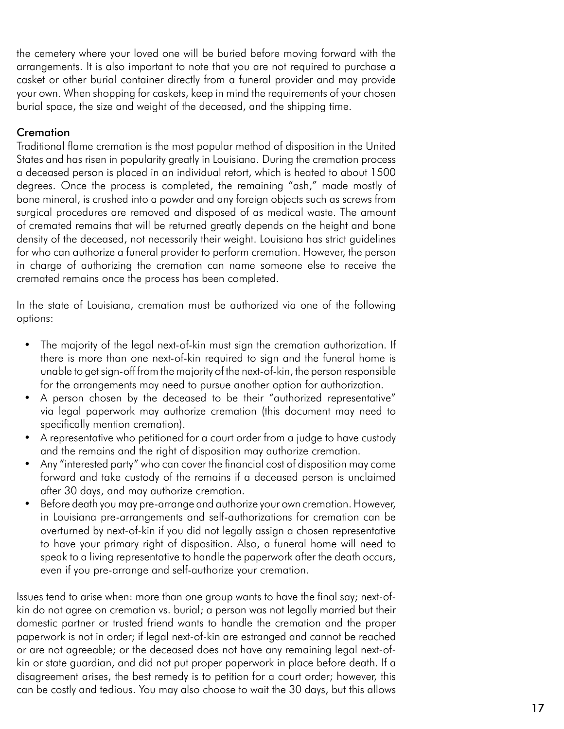the cemetery where your loved one will be buried before moving forward with the arrangements. It is also important to note that you are not required to purchase a casket or other burial container directly from a funeral provider and may provide your own. When shopping for caskets, keep in mind the requirements of your chosen burial space, the size and weight of the deceased, and the shipping time.

### Cremation

Traditional flame cremation is the most popular method of disposition in the United States and has risen in popularity greatly in Louisiana. During the cremation process a deceased person is placed in an individual retort, which is heated to about 1500 degrees. Once the process is completed, the remaining "ash," made mostly of bone mineral, is crushed into a powder and any foreign objects such as screws from surgical procedures are removed and disposed of as medical waste. The amount of cremated remains that will be returned greatly depends on the height and bone density of the deceased, not necessarily their weight. Louisiana has strict guidelines for who can authorize a funeral provider to perform cremation. However, the person in charge of authorizing the cremation can name someone else to receive the cremated remains once the process has been completed.

In the state of Louisiana, cremation must be authorized via one of the following options:

- The majority of the legal next-of-kin must sign the cremation authorization. If there is more than one next-of-kin required to sign and the funeral home is unable to get sign-off from the majority of the next-of-kin, the person responsible for the arrangements may need to pursue another option for authorization.
- A person chosen by the deceased to be their "authorized representative" via legal paperwork may authorize cremation (this document may need to specifically mention cremation).
- A representative who petitioned for a court order from a judge to have custody and the remains and the right of disposition may authorize cremation.
- Any "interested party" who can cover the financial cost of disposition may come forward and take custody of the remains if a deceased person is unclaimed after 30 days, and may authorize cremation.
- Before death you may pre-arrange and authorize your own cremation. However, in Louisiana pre-arrangements and self-authorizations for cremation can be overturned by next-of-kin if you did not legally assign a chosen representative to have your primary right of disposition. Also, a funeral home will need to speak to a living representative to handle the paperwork after the death occurs, even if you pre-arrange and self-authorize your cremation.

Issues tend to arise when: more than one group wants to have the final say; next-of-kin do not agree on cremation vs. burial; a person was not legally married but their domestic partner or trusted friend wants to handle the cremation and the proper paperwork is not in order; if legal next-of-kin are estranged and cannot be reached or are not agreeable; or the deceased does not have any remaining legal next-of-kin or state guardian, and did not put proper paperwork in place before death. If a disagreement arises, the best remedy is to petition for a court order; however, this can be costly and tedious. You may also choose to wait the 30 days, but this allows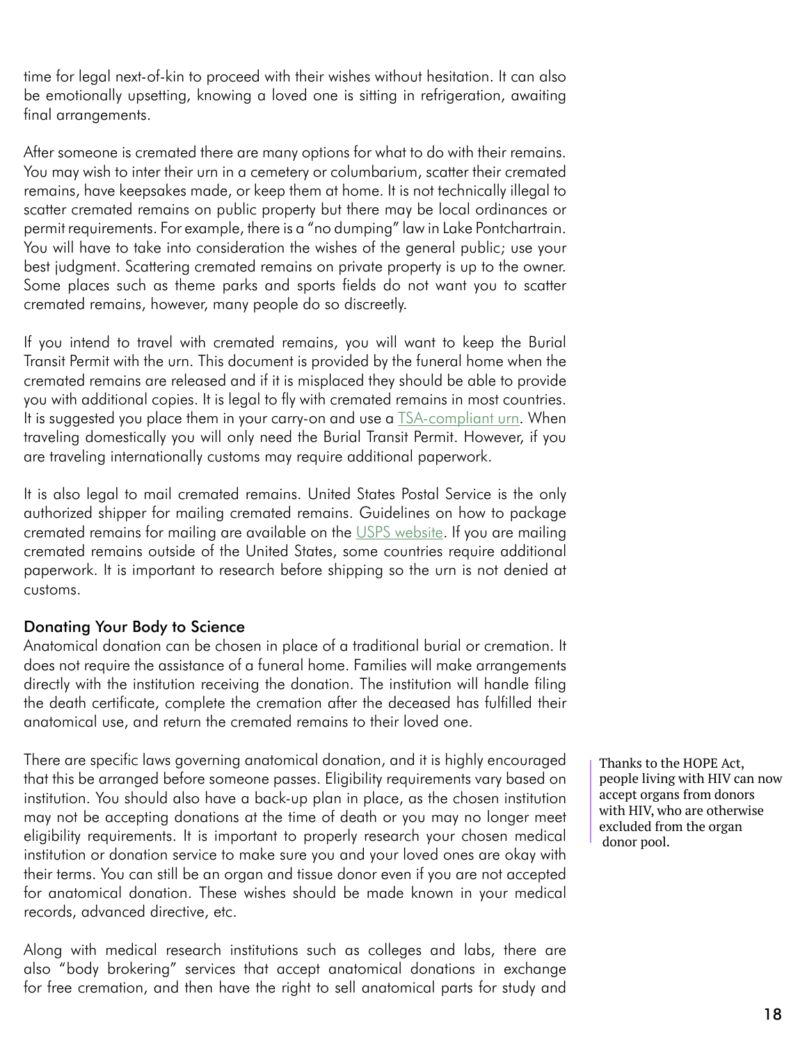time for legal next-of-kin to proceed with their wishes without hesitation. It can also be emotionally upsetting, knowing a loved one is sitting in refrigeration, awaiting final arrangements.

After someone is cremated there are many options for what to do with their remains. You may wish to inter their urn in a cemetery or columbarium, scatter their cremated remains, have keepsakes made, or keep them at home. It is not technically illegal to scatter cremated remains on public property but there may be local ordinances or permit requirements. For example, there is a "no dumping" law in Lake Pontchartrain. You will have to take into consideration the wishes of the general public; use your best judgment. Scattering cremated remains on private property is up to the owner. Some places such as theme parks and sports fields do not want you to scatter cremated remains, however, many people do so discreetly.

If you intend to travel with cremated remains, you will want to keep the Burial Transit Permit with the urn. This document is provided by the funeral home when the cremated remains are released and if it is misplaced they should be able to provide you with additional copies. It is legal to fly with cremated remains in most countries. It is suggested you place them in your carry-on and use a TSA-compliant urn. When traveling domestically you will only need the Burial Transit Permit. However, if you are traveling internationally customs may require additional paperwork.

It is also legal to mail cremated remains. United States Postal Service is the only authorized shipper for mailing cremated remains. Guidelines on how to package cremated remains for mailing are available on the USPS website. If you are mailing cremated remains outside of the United States, some countries require additional paperwork. It is important to research before shipping so the urn is not denied at customs.

### Donating Your Body to Science

Anatomical donation can be chosen in place of a traditional burial or cremation. It does not require the assistance of a funeral home. Families will make arrangements directly with the institution receiving the donation. The institution will handle filing the death certificate, complete the cremation after the deceased has fulfilled their anatomical use, and return the cremated remains to their loved one.

There are specific laws governing anatomical donation, and it is highly encouraged that this be arranged before someone passes. Eligibility requirements vary based on institution. You should also have a back-up plan in place, as the chosen institution may not be accepting donations at the time of death or you may no longer meet eligibility requirements. It is important to properly research your chosen medical institution or donation service to make sure you and your loved ones are okay with their terms. You can still be an organ and tissue donor even if you are not accepted for anatomical donation. These wishes should be made known in your medical records, advanced directive, etc.

> Thanks to the HOPE Act, people living with HIV can now accept organs from donors with HIV, who are otherwise excluded from the organ donor pool.

Along with medical research institutions such as colleges and labs, there are also "body brokering" services that accept anatomical donations in exchange for free cremation, and then have the right to sell anatomical parts for study and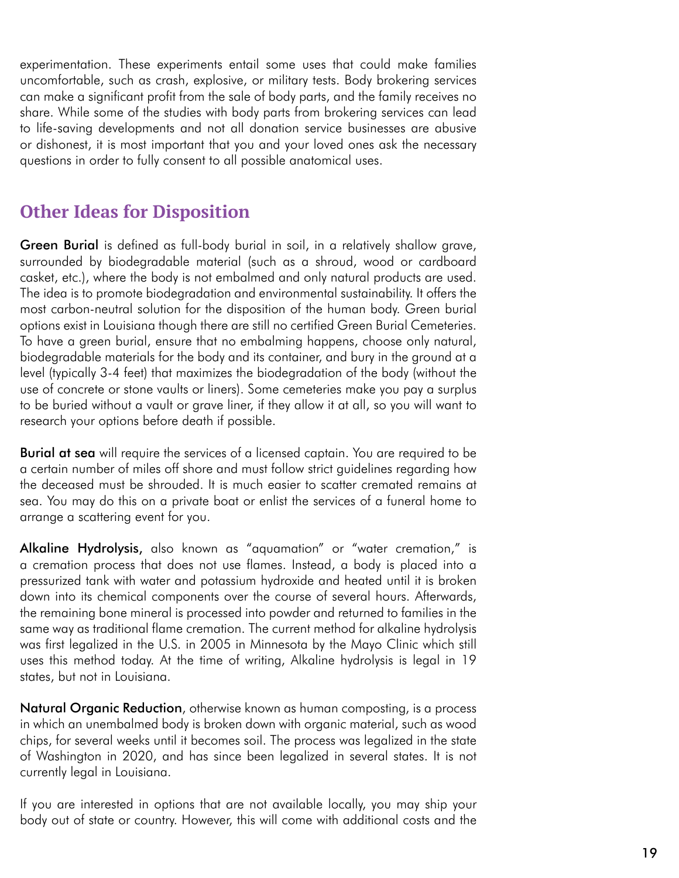experimentation. These experiments entail some uses that could make families uncomfortable, such as crash, explosive, or military tests. Body brokering services can make a significant profit from the sale of body parts, and the family receives no share. While some of the studies with body parts from brokering services can lead to life-saving developments and not all donation service businesses are abusive or dishonest, it is most important that you and your loved ones ask the necessary questions in order to fully consent to all possible anatomical uses.

## Other Ideas for Disposition

**Green Burial** is defined as full-body burial in soil, in a relatively shallow grave, surrounded by biodegradable material (such as a shroud, wood or cardboard casket, etc.), where the body is not embalmed and only natural products are used. The idea is to promote biodegradation and environmental sustainability. It offers the most carbon-neutral solution for the disposition of the human body. Green burial options exist in Louisiana though there are still no certified Green Burial Cemeteries. To have a green burial, ensure that no embalming happens, choose only natural, biodegradable materials for the body and its container, and bury in the ground at a level (typically 3-4 feet) that maximizes the biodegradation of the body (without the use of concrete or stone vaults or liners). Some cemeteries make you pay a surplus to be buried without a vault or grave liner, if they allow it at all, so you will want to research your options before death if possible.

**Burial at sea** will require the services of a licensed captain. You are required to be a certain number of miles off shore and must follow strict guidelines regarding how the deceased must be shrouded. It is much easier to scatter cremated remains at sea. You may do this on a private boat or enlist the services of a funeral home to arrange a scattering event for you.

**Alkaline Hydrolysis,** also known as "aquamation" or "water cremation," is a cremation process that does not use flames. Instead, a body is placed into a pressurized tank with water and potassium hydroxide and heated until it is broken down into its chemical components over the course of several hours. Afterwards, the remaining bone mineral is processed into powder and returned to families in the same way as traditional flame cremation. The current method for alkaline hydrolysis was first legalized in the U.S. in 2005 in Minnesota by the Mayo Clinic which still uses this method today. At the time of writing, Alkaline hydrolysis is legal in 19 states, but not in Louisiana.

**Natural Organic Reduction**, otherwise known as human composting, is a process in which an unembalmed body is broken down with organic material, such as wood chips, for several weeks until it becomes soil. The process was legalized in the state of Washington in 2020, and has since been legalized in several states. It is not currently legal in Louisiana.

If you are interested in options that are not available locally, you may ship your body out of state or country. However, this will come with additional costs and the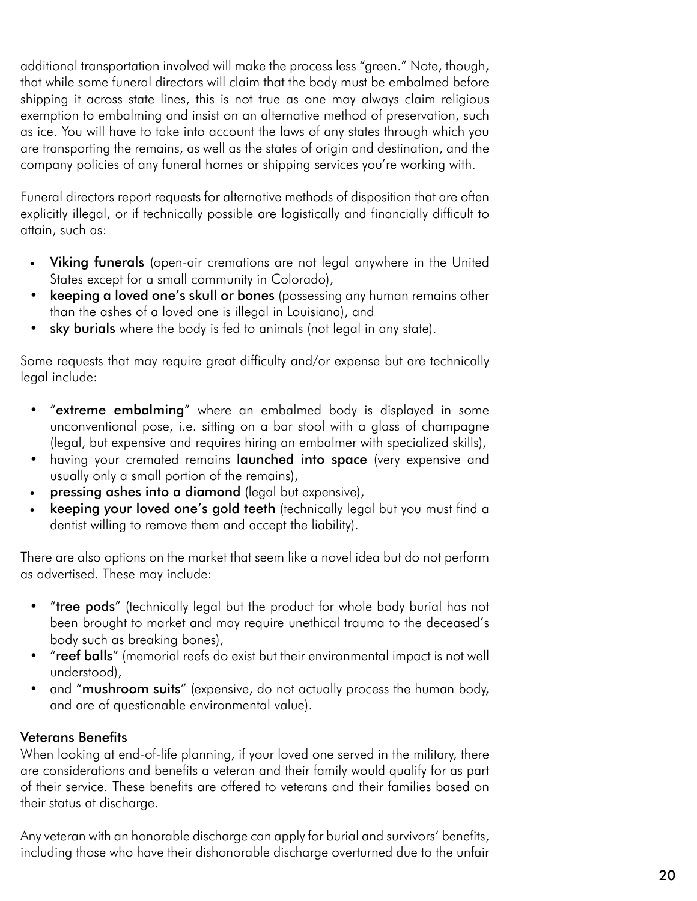additional transportation involved will make the process less "green." Note, though, that while some funeral directors will claim that the body must be embalmed before shipping it across state lines, this is not true as one may always claim religious exemption to embalming and insist on an alternative method of preservation, such as ice. You will have to take into account the laws of any states through which you are transporting the remains, as well as the states of origin and destination, and the company policies of any funeral homes or shipping services you're working with.

Funeral directors report requests for alternative methods of disposition that are often explicitly illegal, or if technically possible are logistically and financially difficult to attain, such as:

- **Viking funerals** (open-air cremations are not legal anywhere in the United States except for a small community in Colorado),
- **keeping a loved one's skull or bones** (possessing any human remains other than the ashes of a loved one is illegal in Louisiana), and
- **sky burials** where the body is fed to animals (not legal in any state).

Some requests that may require great difficulty and/or expense but are technically legal include:

- "**extreme embalming**" where an embalmed body is displayed in some unconventional pose, i.e. sitting on a bar stool with a glass of champagne (legal, but expensive and requires hiring an embalmer with specialized skills),
- having your cremated remains **launched into space** (very expensive and usually only a small portion of the remains),
- **pressing ashes into a diamond** (legal but expensive),
- **keeping your loved one's gold teeth** (technically legal but you must find a dentist willing to remove them and accept the liability).

There are also options on the market that seem like a novel idea but do not perform as advertised. These may include:

- "**tree pods**" (technically legal but the product for whole body burial has not been brought to market and may require unethical trauma to the deceased's body such as breaking bones),
- "**reef balls**" (memorial reefs do exist but their environmental impact is not well understood),
- and "**mushroom suits**" (expensive, do not actually process the human body, and are of questionable environmental value).

### Veterans Benefits

When looking at end-of-life planning, if your loved one served in the military, there are considerations and benefits a veteran and their family would qualify for as part of their service. These benefits are offered to veterans and their families based on their status at discharge.

Any veteran with an honorable discharge can apply for burial and survivors' benefits, including those who have their dishonorable discharge overturned due to the unfair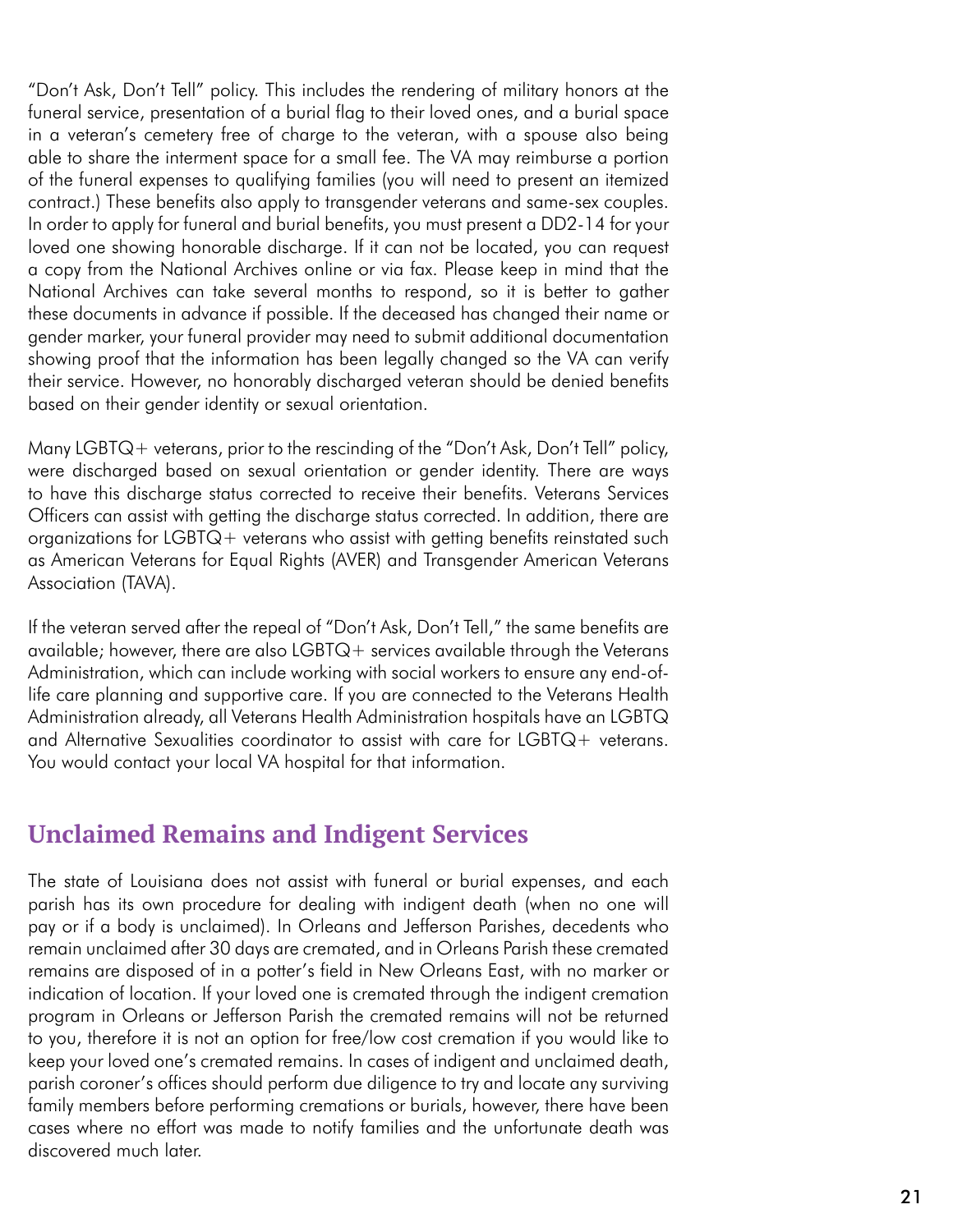"Don't Ask, Don't Tell" policy. This includes the rendering of military honors at the funeral service, presentation of a burial flag to their loved ones, and a burial space in a veteran's cemetery free of charge to the veteran, with a spouse also being able to share the interment space for a small fee. The VA may reimburse a portion of the funeral expenses to qualifying families (you will need to present an itemized contract.) These benefits also apply to transgender veterans and same-sex couples. In order to apply for funeral and burial benefits, you must present a DD2-14 for your loved one showing honorable discharge. If it can not be located, you can request a copy from the National Archives online or via fax. Please keep in mind that the National Archives can take several months to respond, so it is better to gather these documents in advance if possible. If the deceased has changed their name or gender marker, your funeral provider may need to submit additional documentation showing proof that the information has been legally changed so the VA can verify their service. However, no honorably discharged veteran should be denied benefits based on their gender identity or sexual orientation.

Many LGBTQ+ veterans, prior to the rescinding of the "Don't Ask, Don't Tell" policy, were discharged based on sexual orientation or gender identity. There are ways to have this discharge status corrected to receive their benefits. Veterans Services Officers can assist with getting the discharge status corrected. In addition, there are organizations for LGBTQ+ veterans who assist with getting benefits reinstated such as American Veterans for Equal Rights (AVER) and Transgender American Veterans Association (TAVA).

If the veteran served after the repeal of "Don't Ask, Don't Tell," the same benefits are available; however, there are also LGBTQ+ services available through the Veterans Administration, which can include working with social workers to ensure any end-of-life care planning and supportive care. If you are connected to the Veterans Health Administration already, all Veterans Health Administration hospitals have an LGBTQ and Alternative Sexualities coordinator to assist with care for LGBTQ+ veterans. You would contact your local VA hospital for that information.

## Unclaimed Remains and Indigent Services

The state of Louisiana does not assist with funeral or burial expenses, and each parish has its own procedure for dealing with indigent death (when no one will pay or if a body is unclaimed). In Orleans and Jefferson Parishes, decedents who remain unclaimed after 30 days are cremated, and in Orleans Parish these cremated remains are disposed of in a potter's field in New Orleans East, with no marker or indication of location. If your loved one is cremated through the indigent cremation program in Orleans or Jefferson Parish the cremated remains will not be returned to you, therefore it is not an option for free/low cost cremation if you would like to keep your loved one's cremated remains. In cases of indigent and unclaimed death, parish coroner's offices should perform due diligence to try and locate any surviving family members before performing cremations or burials, however, there have been cases where no effort was made to notify families and the unfortunate death was discovered much later.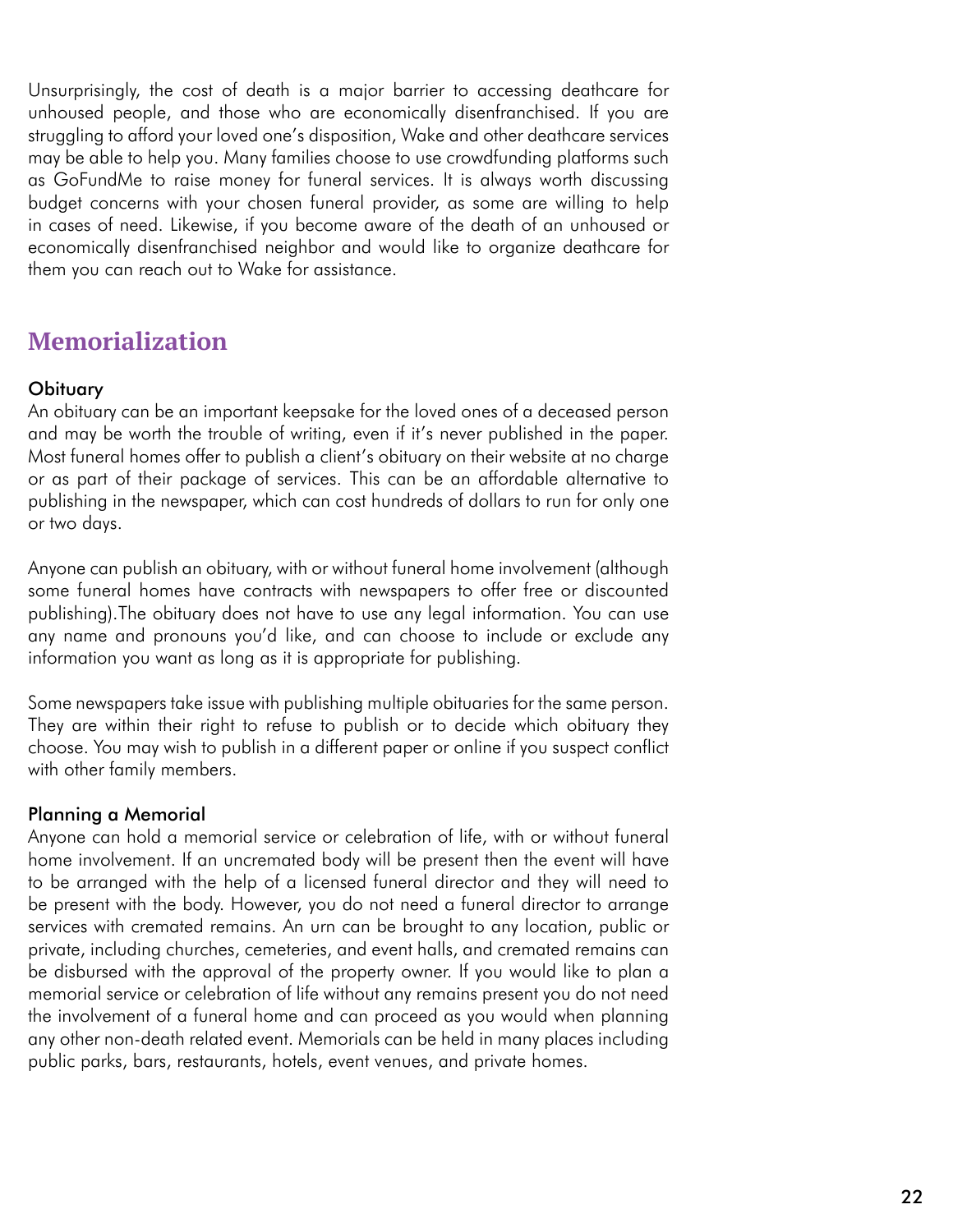Unsurprisingly, the cost of death is a major barrier to accessing deathcare for unhoused people, and those who are economically disenfranchised. If you are struggling to afford your loved one's disposition, Wake and other deathcare services may be able to help you. Many families choose to use crowdfunding platforms such as GoFundMe to raise money for funeral services. It is always worth discussing budget concerns with your chosen funeral provider, as some are willing to help in cases of need. Likewise, if you become aware of the death of an unhoused or economically disenfranchised neighbor and would like to organize deathcare for them you can reach out to Wake for assistance.

## Memorialization

### Obituary

An obituary can be an important keepsake for the loved ones of a deceased person and may be worth the trouble of writing, even if it's never published in the paper. Most funeral homes offer to publish a client's obituary on their website at no charge or as part of their package of services. This can be an affordable alternative to publishing in the newspaper, which can cost hundreds of dollars to run for only one or two days.

Anyone can publish an obituary, with or without funeral home involvement (although some funeral homes have contracts with newspapers to offer free or discounted publishing).The obituary does not have to use any legal information. You can use any name and pronouns you'd like, and can choose to include or exclude any information you want as long as it is appropriate for publishing.

Some newspapers take issue with publishing multiple obituaries for the same person. They are within their right to refuse to publish or to decide which obituary they choose. You may wish to publish in a different paper or online if you suspect conflict with other family members.

### Planning a Memorial

Anyone can hold a memorial service or celebration of life, with or without funeral home involvement. If an uncremated body will be present then the event will have to be arranged with the help of a licensed funeral director and they will need to be present with the body. However, you do not need a funeral director to arrange services with cremated remains. An urn can be brought to any location, public or private, including churches, cemeteries, and event halls, and cremated remains can be disbursed with the approval of the property owner. If you would like to plan a memorial service or celebration of life without any remains present you do not need the involvement of a funeral home and can proceed as you would when planning any other non-death related event. Memorials can be held in many places including public parks, bars, restaurants, hotels, event venues, and private homes.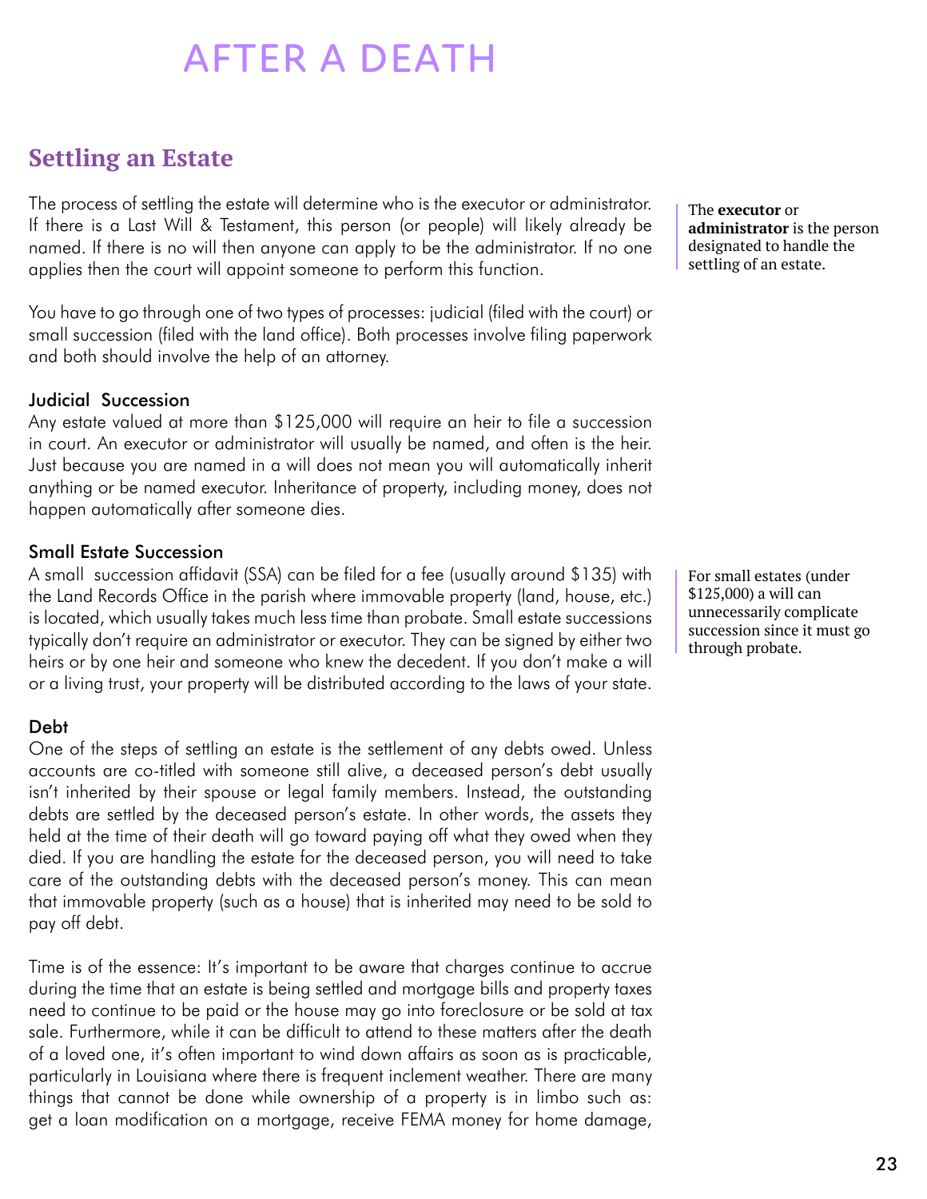# AFTER A DEATH

## Settling an Estate

The process of settling the estate will determine who is the executor or administrator. If there is a Last Will & Testament, this person (or people) will likely already be named. If there is no will then anyone can apply to be the administrator. If no one applies then the court will appoint someone to perform this function.

The **executor** or **administrator** is the person designated to handle the settling of an estate.

You have to go through one of two types of processes: judicial (filed with the court) or small succession (filed with the land office). Both processes involve filing paperwork and both should involve the help of an attorney.

### Judicial Succession

Any estate valued at more than $125,000 will require an heir to file a succession in court. An executor or administrator will usually be named, and often is the heir. Just because you are named in a will does not mean you will automatically inherit anything or be named executor. Inheritance of property, including money, does not happen automatically after someone dies.

### Small Estate Succession

A small succession affidavit (SSA) can be filed for a fee (usually around $135) with the Land Records Office in the parish where immovable property (land, house, etc.) is located, which usually takes much less time than probate. Small estate successions typically don't require an administrator or executor. They can be signed by either two heirs or by one heir and someone who knew the decedent. If you don't make a will or a living trust, your property will be distributed according to the laws of your state.

For small estates (under $125,000) a will can unnecessarily complicate succession since it must go through probate.

### Debt

One of the steps of settling an estate is the settlement of any debts owed. Unless accounts are co-titled with someone still alive, a deceased person's debt usually isn't inherited by their spouse or legal family members. Instead, the outstanding debts are settled by the deceased person's estate. In other words, the assets they held at the time of their death will go toward paying off what they owed when they died. If you are handling the estate for the deceased person, you will need to take care of the outstanding debts with the deceased person's money. This can mean that immovable property (such as a house) that is inherited may need to be sold to pay off debt.

Time is of the essence: It's important to be aware that charges continue to accrue during the time that an estate is being settled and mortgage bills and property taxes need to continue to be paid or the house may go into foreclosure or be sold at tax sale. Furthermore, while it can be difficult to attend to these matters after the death of a loved one, it's often important to wind down affairs as soon as is practicable, particularly in Louisiana where there is frequent inclement weather. There are many things that cannot be done while ownership of a property is in limbo such as: get a loan modification on a mortgage, receive FEMA money for home damage,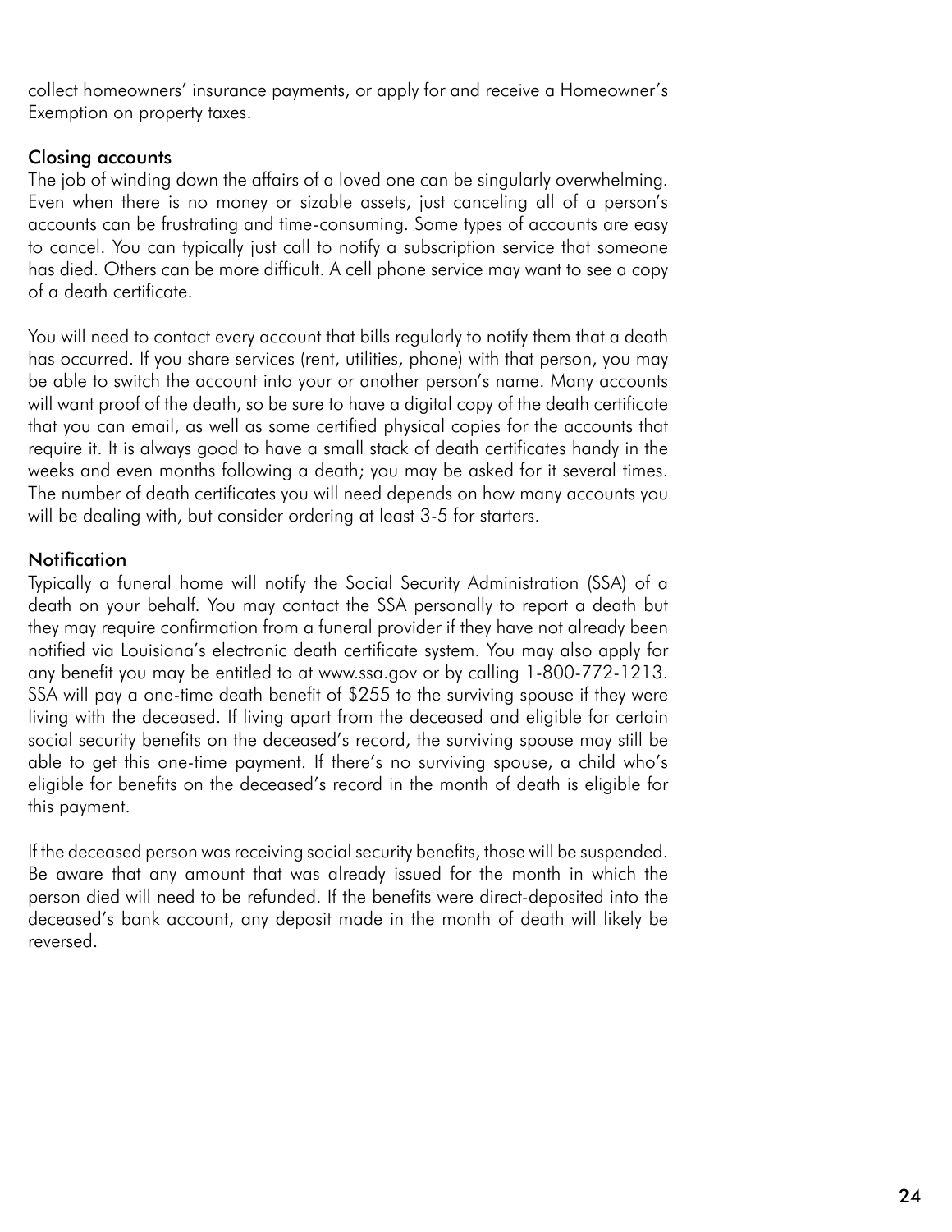collect homeowners' insurance payments, or apply for and receive a Homeowner's Exemption on property taxes.

### Closing accounts

The job of winding down the affairs of a loved one can be singularly overwhelming. Even when there is no money or sizable assets, just canceling all of a person's accounts can be frustrating and time-consuming. Some types of accounts are easy to cancel. You can typically just call to notify a subscription service that someone has died. Others can be more difficult. A cell phone service may want to see a copy of a death certificate.

You will need to contact every account that bills regularly to notify them that a death has occurred. If you share services (rent, utilities, phone) with that person, you may be able to switch the account into your or another person's name. Many accounts will want proof of the death, so be sure to have a digital copy of the death certificate that you can email, as well as some certified physical copies for the accounts that require it. It is always good to have a small stack of death certificates handy in the weeks and even months following a death; you may be asked for it several times. The number of death certificates you will need depends on how many accounts you will be dealing with, but consider ordering at least 3-5 for starters.

### Notification

Typically a funeral home will notify the Social Security Administration (SSA) of a death on your behalf. You may contact the SSA personally to report a death but they may require confirmation from a funeral provider if they have not already been notified via Louisiana's electronic death certificate system. You may also apply for any benefit you may be entitled to at www.ssa.gov or by calling 1-800-772-1213. SSA will pay a one-time death benefit of $255 to the surviving spouse if they were living with the deceased. If living apart from the deceased and eligible for certain social security benefits on the deceased's record, the surviving spouse may still be able to get this one-time payment. If there's no surviving spouse, a child who's eligible for benefits on the deceased's record in the month of death is eligible for this payment.

If the deceased person was receiving social security benefits, those will be suspended. Be aware that any amount that was already issued for the month in which the person died will need to be refunded. If the benefits were direct-deposited into the deceased's bank account, any deposit made in the month of death will likely be reversed.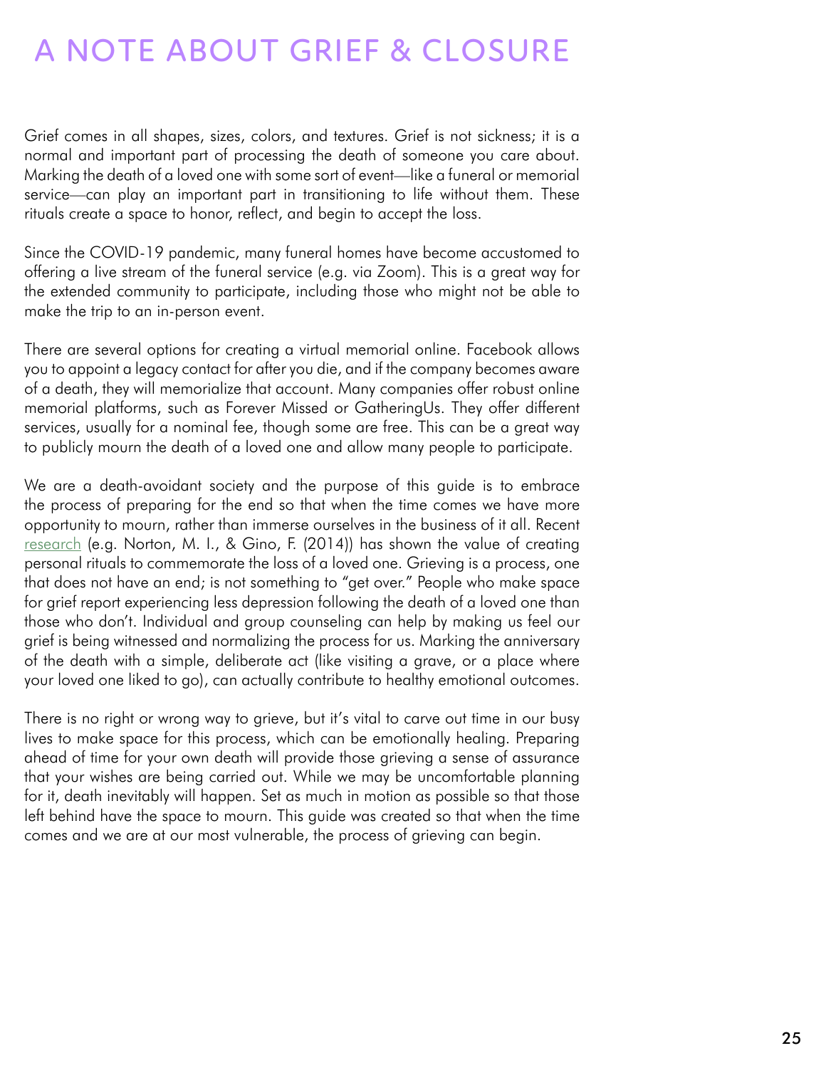# A NOTE ABOUT GRIEF & CLOSURE

Grief comes in all shapes, sizes, colors, and textures. Grief is not sickness; it is a normal and important part of processing the death of someone you care about. Marking the death of a loved one with some sort of event—like a funeral or memorial service—can play an important part in transitioning to life without them. These rituals create a space to honor, reflect, and begin to accept the loss.

Since the COVID-19 pandemic, many funeral homes have become accustomed to offering a live stream of the funeral service (e.g. via Zoom). This is a great way for the extended community to participate, including those who might not be able to make the trip to an in-person event.

There are several options for creating a virtual memorial online. Facebook allows you to appoint a legacy contact for after you die, and if the company becomes aware of a death, they will memorialize that account. Many companies offer robust online memorial platforms, such as Forever Missed or GatheringUs. They offer different services, usually for a nominal fee, though some are free. This can be a great way to publicly mourn the death of a loved one and allow many people to participate.

We are a death-avoidant society and the purpose of this guide is to embrace the process of preparing for the end so that when the time comes we have more opportunity to mourn, rather than immerse ourselves in the business of it all. Recent research (e.g. Norton, M. I., & Gino, F. (2014)) has shown the value of creating personal rituals to commemorate the loss of a loved one. Grieving is a process, one that does not have an end; is not something to "get over." People who make space for grief report experiencing less depression following the death of a loved one than those who don't. Individual and group counseling can help by making us feel our grief is being witnessed and normalizing the process for us. Marking the anniversary of the death with a simple, deliberate act (like visiting a grave, or a place where your loved one liked to go), can actually contribute to healthy emotional outcomes.

There is no right or wrong way to grieve, but it's vital to carve out time in our busy lives to make space for this process, which can be emotionally healing. Preparing ahead of time for your own death will provide those grieving a sense of assurance that your wishes are being carried out. While we may be uncomfortable planning for it, death inevitably will happen. Set as much in motion as possible so that those left behind have the space to mourn. This guide was created so that when the time comes and we are at our most vulnerable, the process of grieving can begin.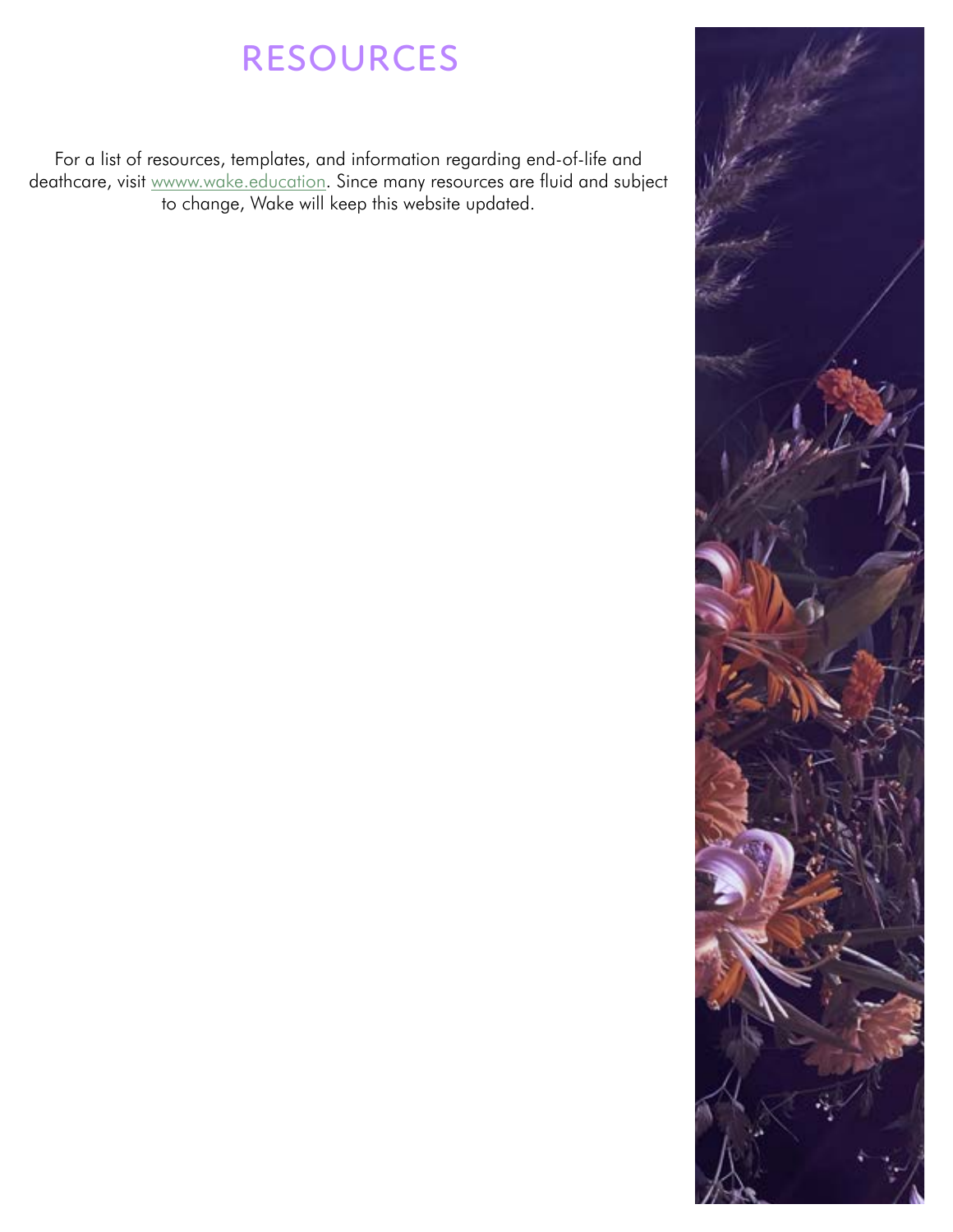# RESOURCES

For a list of resources, templates, and information regarding end-of-life and deathcare, visit wwww.wake.education. Since many resources are fluid and subject to change, Wake will keep this website updated.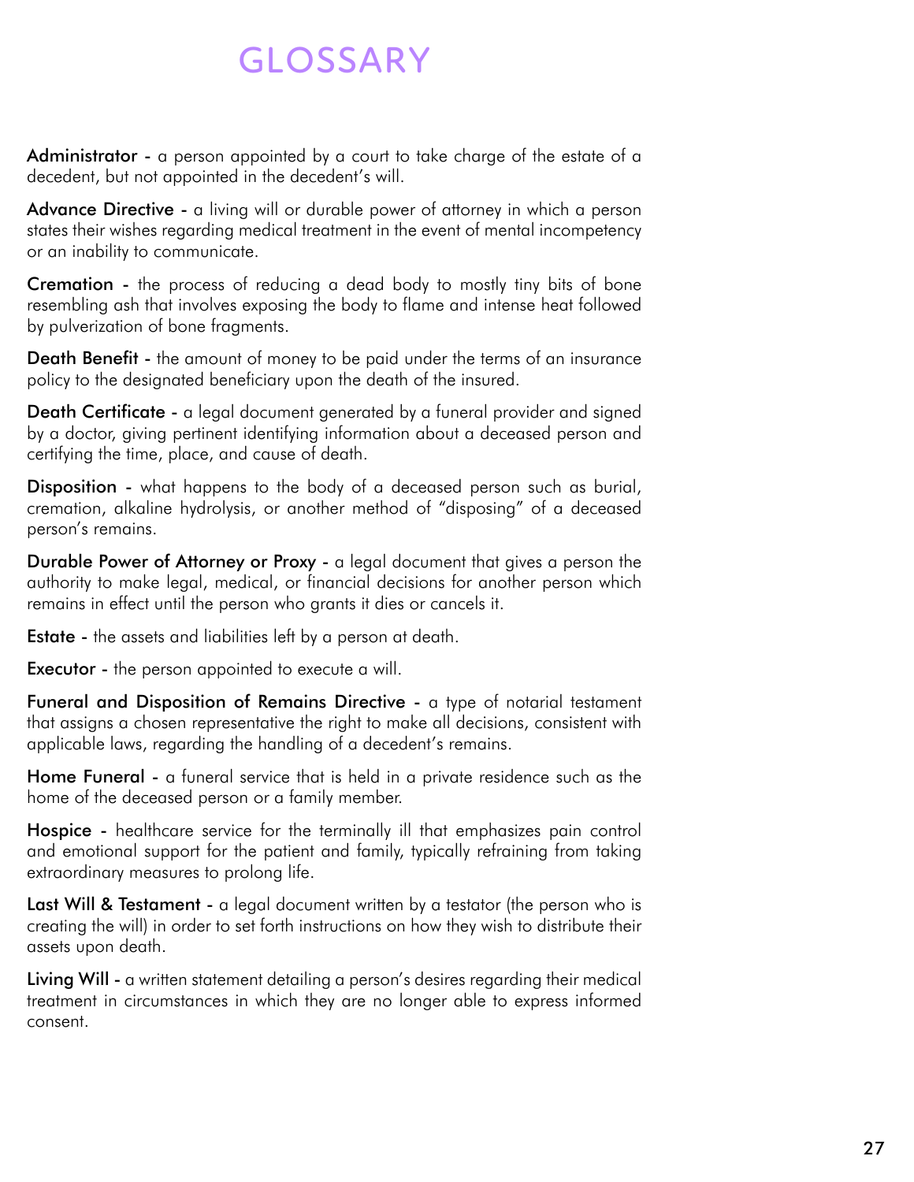# GLOSSARY

**Administrator** - a person appointed by a court to take charge of the estate of a decedent, but not appointed in the decedent's will.

**Advance Directive** - a living will or durable power of attorney in which a person states their wishes regarding medical treatment in the event of mental incompetency or an inability to communicate.

**Cremation** - the process of reducing a dead body to mostly tiny bits of bone resembling ash that involves exposing the body to flame and intense heat followed by pulverization of bone fragments.

**Death Benefit** - the amount of money to be paid under the terms of an insurance policy to the designated beneficiary upon the death of the insured.

**Death Certificate** - a legal document generated by a funeral provider and signed by a doctor, giving pertinent identifying information about a deceased person and certifying the time, place, and cause of death.

**Disposition** - what happens to the body of a deceased person such as burial, cremation, alkaline hydrolysis, or another method of "disposing" of a deceased person's remains.

**Durable Power of Attorney or Proxy** - a legal document that gives a person the authority to make legal, medical, or financial decisions for another person which remains in effect until the person who grants it dies or cancels it.

**Estate** - the assets and liabilities left by a person at death.

**Executor** - the person appointed to execute a will.

**Funeral and Disposition of Remains Directive** - a type of notarial testament that assigns a chosen representative the right to make all decisions, consistent with applicable laws, regarding the handling of a decedent's remains.

**Home Funeral** - a funeral service that is held in a private residence such as the home of the deceased person or a family member.

**Hospice** - healthcare service for the terminally ill that emphasizes pain control and emotional support for the patient and family, typically refraining from taking extraordinary measures to prolong life.

**Last Will & Testament** - a legal document written by a testator (the person who is creating the will) in order to set forth instructions on how they wish to distribute their assets upon death.

**Living Will** - a written statement detailing a person's desires regarding their medical treatment in circumstances in which they are no longer able to express informed consent.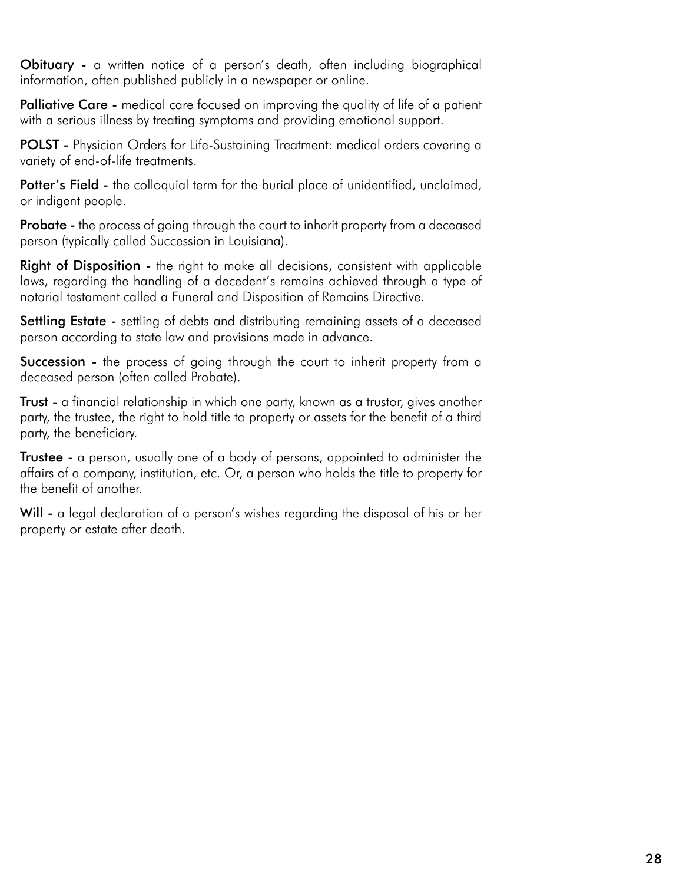**Obituary -** a written notice of a person's death, often including biographical information, often published publicly in a newspaper or online.

**Palliative Care -** medical care focused on improving the quality of life of a patient with a serious illness by treating symptoms and providing emotional support.

**POLST -** Physician Orders for Life-Sustaining Treatment: medical orders covering a variety of end-of-life treatments.

**Potter's Field -** the colloquial term for the burial place of unidentified, unclaimed, or indigent people.

**Probate -** the process of going through the court to inherit property from a deceased person (typically called Succession in Louisiana).

**Right of Disposition -** the right to make all decisions, consistent with applicable laws, regarding the handling of a decedent's remains achieved through a type of notarial testament called a Funeral and Disposition of Remains Directive.

**Settling Estate -** settling of debts and distributing remaining assets of a deceased person according to state law and provisions made in advance.

**Succession -** the process of going through the court to inherit property from a deceased person (often called Probate).

**Trust -** a financial relationship in which one party, known as a trustor, gives another party, the trustee, the right to hold title to property or assets for the benefit of a third party, the beneficiary.

**Trustee -** a person, usually one of a body of persons, appointed to administer the affairs of a company, institution, etc. Or, a person who holds the title to property for the benefit of another.

**Will -** a legal declaration of a person's wishes regarding the disposal of his or her property or estate after death.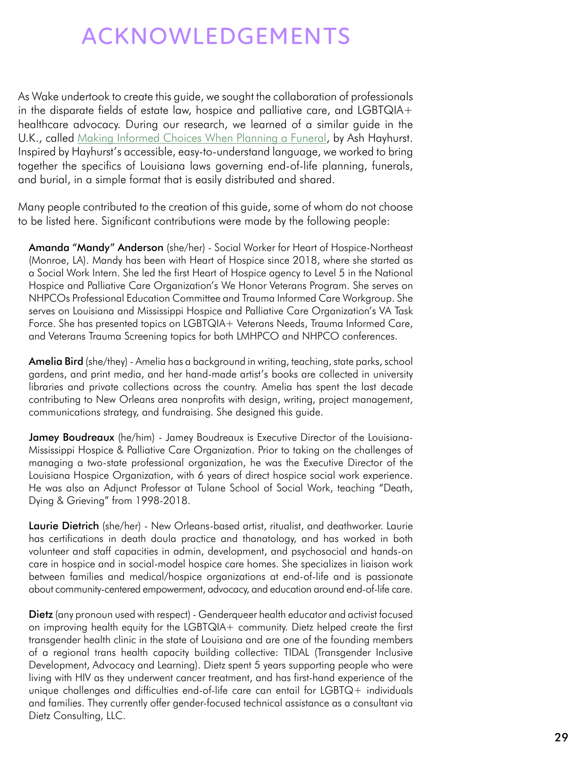# ACKNOWLEDGEMENTS

As Wake undertook to create this guide, we sought the collaboration of professionals in the disparate fields of estate law, hospice and palliative care, and LGBTQIA+ healthcare advocacy. During our research, we learned of a similar guide in the U.K., called Making Informed Choices When Planning a Funeral, by Ash Hayhurst. Inspired by Hayhurst's accessible, easy-to-understand language, we worked to bring together the specifics of Louisiana laws governing end-of-life planning, funerals, and burial, in a simple format that is easily distributed and shared.

Many people contributed to the creation of this guide, some of whom do not choose to be listed here. Significant contributions were made by the following people:

**Amanda "Mandy" Anderson** (she/her) - Social Worker for Heart of Hospice-Northeast (Monroe, LA). Mandy has been with Heart of Hospice since 2018, where she started as a Social Work Intern. She led the first Heart of Hospice agency to Level 5 in the National Hospice and Palliative Care Organization's We Honor Veterans Program. She serves on NHPCOs Professional Education Committee and Trauma Informed Care Workgroup. She serves on Louisiana and Mississippi Hospice and Palliative Care Organization's VA Task Force. She has presented topics on LGBTQIA+ Veterans Needs, Trauma Informed Care, and Veterans Trauma Screening topics for both LMHPCO and NHPCO conferences.

**Amelia Bird** (she/they) - Amelia has a background in writing, teaching, state parks, school gardens, and print media, and her hand-made artist's books are collected in university libraries and private collections across the country. Amelia has spent the last decade contributing to New Orleans area nonprofits with design, writing, project management, communications strategy, and fundraising. She designed this guide.

**Jamey Boudreaux** (he/him) - Jamey Boudreaux is Executive Director of the Louisiana-Mississippi Hospice & Palliative Care Organization. Prior to taking on the challenges of managing a two-state professional organization, he was the Executive Director of the Louisiana Hospice Organization, with 6 years of direct hospice social work experience. He was also an Adjunct Professor at Tulane School of Social Work, teaching "Death, Dying & Grieving" from 1998-2018.

**Laurie Dietrich** (she/her) - New Orleans-based artist, ritualist, and deathworker. Laurie has certifications in death doula practice and thanatology, and has worked in both volunteer and staff capacities in admin, development, and psychosocial and hands-on care in hospice and in social-model hospice care homes. She specializes in liaison work between families and medical/hospice organizations at end-of-life and is passionate about community-centered empowerment, advocacy, and education around end-of-life care.

**Dietz** (any pronoun used with respect) - Genderqueer health educator and activist focused on improving health equity for the LGBTQIA+ community. Dietz helped create the first transgender health clinic in the state of Louisiana and are one of the founding members of a regional trans health capacity building collective: TIDAL (Transgender Inclusive Development, Advocacy and Learning). Dietz spent 5 years supporting people who were living with HIV as they underwent cancer treatment, and has first-hand experience of the unique challenges and difficulties end-of-life care can entail for LGBTQ+ individuals and families. They currently offer gender-focused technical assistance as a consultant via Dietz Consulting, LLC.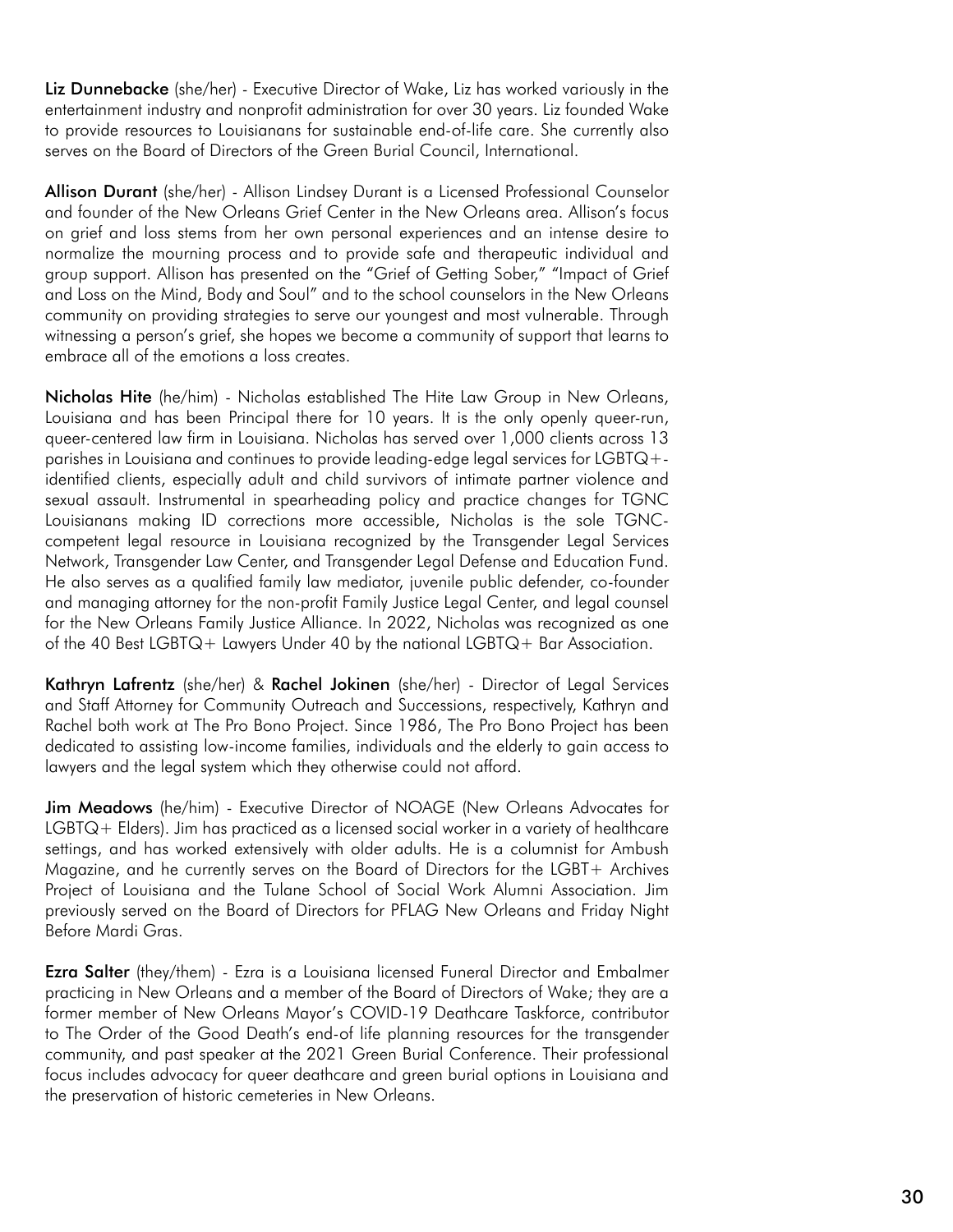**Liz Dunnebacke** (she/her) - Executive Director of Wake, Liz has worked variously in the entertainment industry and nonprofit administration for over 30 years. Liz founded Wake to provide resources to Louisianans for sustainable end-of-life care. She currently also serves on the Board of Directors of the Green Burial Council, International.

**Allison Durant** (she/her) - Allison Lindsey Durant is a Licensed Professional Counselor and founder of the New Orleans Grief Center in the New Orleans area. Allison's focus on grief and loss stems from her own personal experiences and an intense desire to normalize the mourning process and to provide safe and therapeutic individual and group support. Allison has presented on the "Grief of Getting Sober," "Impact of Grief and Loss on the Mind, Body and Soul" and to the school counselors in the New Orleans community on providing strategies to serve our youngest and most vulnerable. Through witnessing a person's grief, she hopes we become a community of support that learns to embrace all of the emotions a loss creates.

**Nicholas Hite** (he/him) - Nicholas established The Hite Law Group in New Orleans, Louisiana and has been Principal there for 10 years. It is the only openly queer-run, queer-centered law firm in Louisiana. Nicholas has served over 1,000 clients across 13 parishes in Louisiana and continues to provide leading-edge legal services for LGBTQ+-identified clients, especially adult and child survivors of intimate partner violence and sexual assault. Instrumental in spearheading policy and practice changes for TGNC Louisianans making ID corrections more accessible, Nicholas is the sole TGNC-competent legal resource in Louisiana recognized by the Transgender Legal Services Network, Transgender Law Center, and Transgender Legal Defense and Education Fund. He also serves as a qualified family law mediator, juvenile public defender, co-founder and managing attorney for the non-profit Family Justice Legal Center, and legal counsel for the New Orleans Family Justice Alliance. In 2022, Nicholas was recognized as one of the 40 Best LGBTQ+ Lawyers Under 40 by the national LGBTQ+ Bar Association.

**Kathryn Lafrentz** (she/her) & **Rachel Jokinen** (she/her) - Director of Legal Services and Staff Attorney for Community Outreach and Successions, respectively, Kathryn and Rachel both work at The Pro Bono Project. Since 1986, The Pro Bono Project has been dedicated to assisting low-income families, individuals and the elderly to gain access to lawyers and the legal system which they otherwise could not afford.

**Jim Meadows** (he/him) - Executive Director of NOAGE (New Orleans Advocates for LGBTQ+ Elders). Jim has practiced as a licensed social worker in a variety of healthcare settings, and has worked extensively with older adults. He is a columnist for Ambush Magazine, and he currently serves on the Board of Directors for the LGBT+ Archives Project of Louisiana and the Tulane School of Social Work Alumni Association. Jim previously served on the Board of Directors for PFLAG New Orleans and Friday Night Before Mardi Gras.

**Ezra Salter** (they/them) - Ezra is a Louisiana licensed Funeral Director and Embalmer practicing in New Orleans and a member of the Board of Directors of Wake; they are a former member of New Orleans Mayor's COVID-19 Deathcare Taskforce, contributor to The Order of the Good Death's end-of life planning resources for the transgender community, and past speaker at the 2021 Green Burial Conference. Their professional focus includes advocacy for queer deathcare and green burial options in Louisiana and the preservation of historic cemeteries in New Orleans.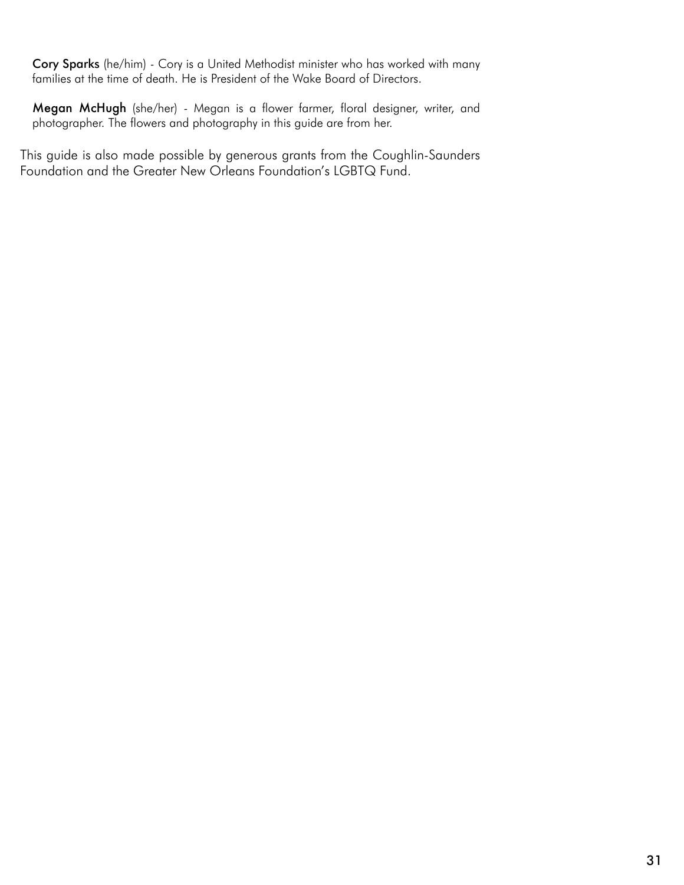**Cory Sparks** (he/him) - Cory is a United Methodist minister who has worked with many families at the time of death. He is President of the Wake Board of Directors.

**Megan McHugh** (she/her) - Megan is a flower farmer, floral designer, writer, and photographer. The flowers and photography in this guide are from her.

This guide is also made possible by generous grants from the Coughlin-Saunders Foundation and the Greater New Orleans Foundation's LGBTQ Fund.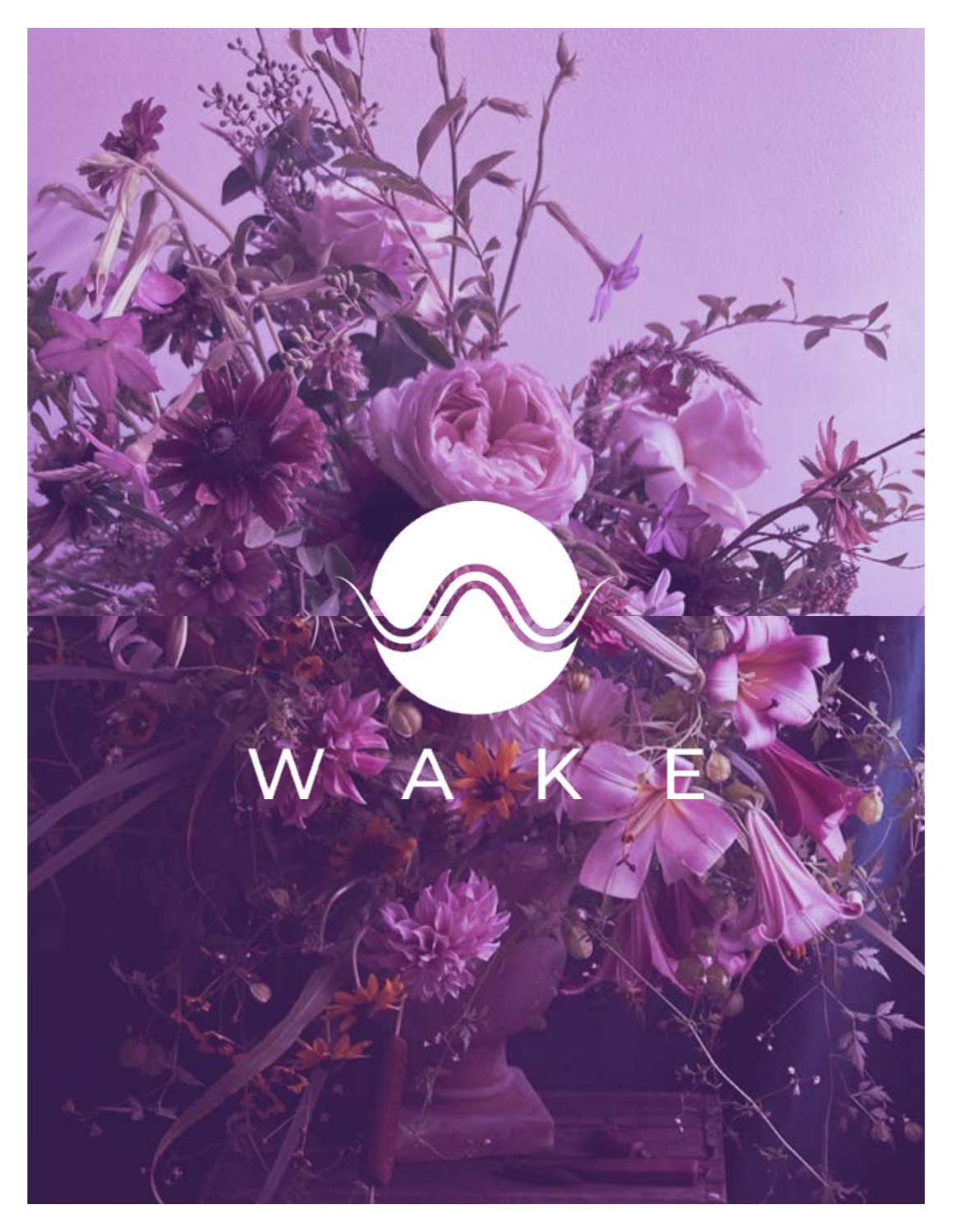WAKE